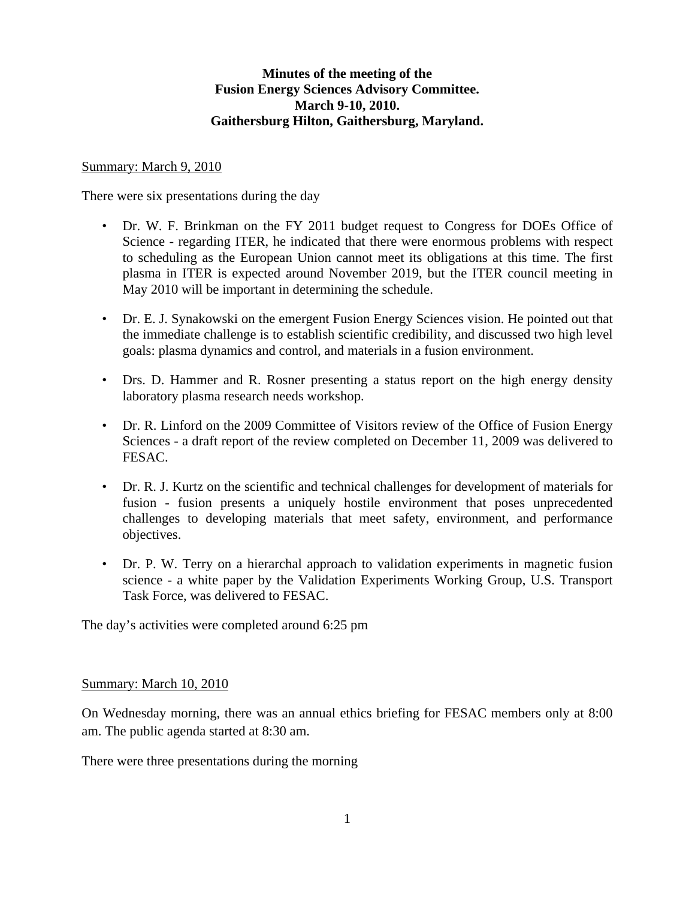**Minutes of the meeting of the**
**Fusion Energy Sciences Advisory Committee.**
**March 9-10, 2010.**
**Gaithersburg Hilton, Gaithersburg, Maryland.**

Summary: March 9, 2010

There were six presentations during the day

- Dr. W. F. Brinkman on the FY 2011 budget request to Congress for DOEs Office of Science - regarding ITER, he indicated that there were enormous problems with respect to scheduling as the European Union cannot meet its obligations at this time. The first plasma in ITER is expected around November 2019, but the ITER council meeting in May 2010 will be important in determining the schedule.

- Dr. E. J. Synakowski on the emergent Fusion Energy Sciences vision. He pointed out that the immediate challenge is to establish scientific credibility, and discussed two high level goals: plasma dynamics and control, and materials in a fusion environment.

- Drs. D. Hammer and R. Rosner presenting a status report on the high energy density laboratory plasma research needs workshop.

- Dr. R. Linford on the 2009 Committee of Visitors review of the Office of Fusion Energy Sciences - a draft report of the review completed on December 11, 2009 was delivered to FESAC.

- Dr. R. J. Kurtz on the scientific and technical challenges for development of materials for fusion - fusion presents a uniquely hostile environment that poses unprecedented challenges to developing materials that meet safety, environment, and performance objectives.

- Dr. P. W. Terry on a hierarchal approach to validation experiments in magnetic fusion science - a white paper by the Validation Experiments Working Group, U.S. Transport Task Force, was delivered to FESAC.

The day's activities were completed around 6:25 pm

Summary: March 10, 2010

On Wednesday morning, there was an annual ethics briefing for FESAC members only at 8:00 am. The public agenda started at 8:30 am.

There were three presentations during the morning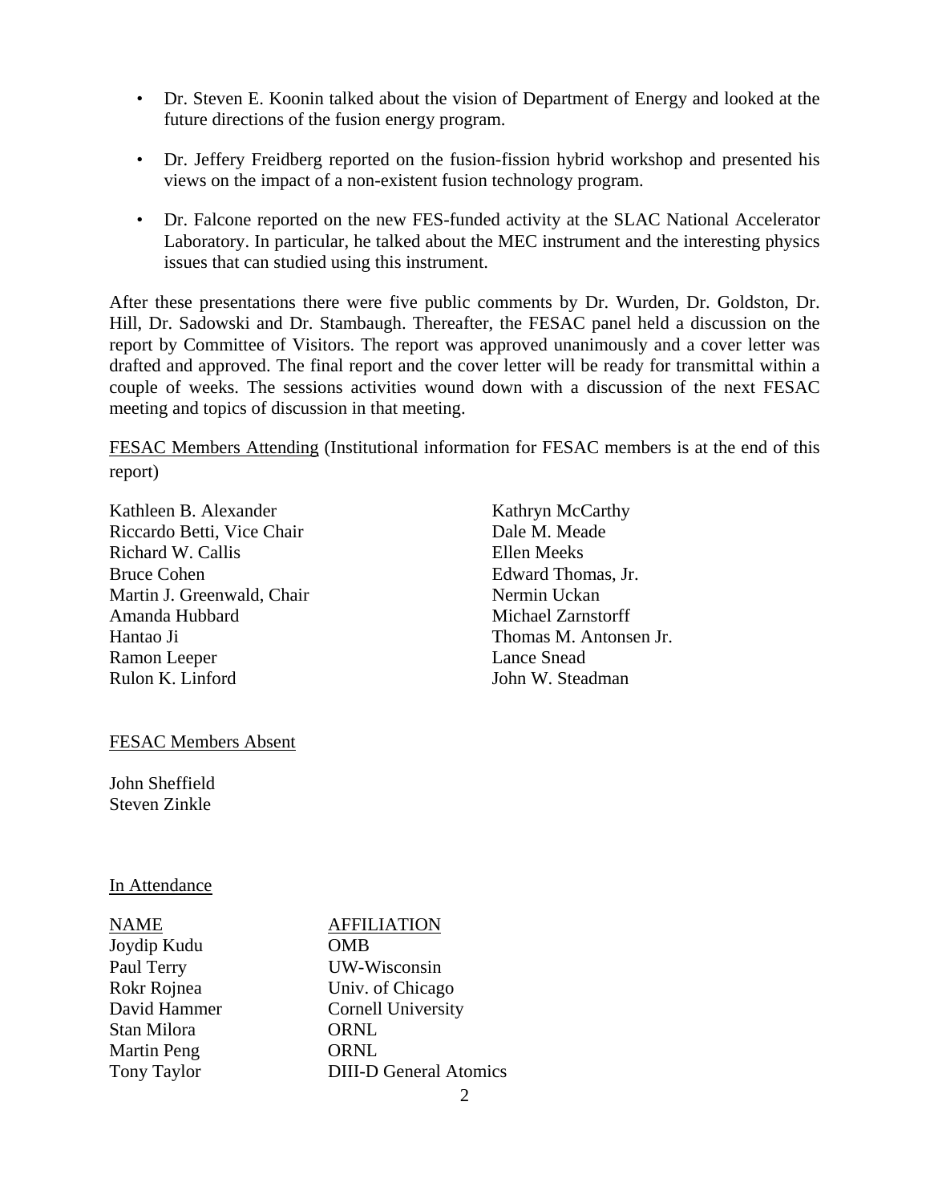- Dr. Steven E. Koonin talked about the vision of Department of Energy and looked at the future directions of the fusion energy program.
- Dr. Jeffery Freidberg reported on the fusion-fission hybrid workshop and presented his views on the impact of a non-existent fusion technology program.
- Dr. Falcone reported on the new FES-funded activity at the SLAC National Accelerator Laboratory. In particular, he talked about the MEC instrument and the interesting physics issues that can studied using this instrument.

After these presentations there were five public comments by Dr. Wurden, Dr. Goldston, Dr. Hill, Dr. Sadowski and Dr. Stambaugh. Thereafter, the FESAC panel held a discussion on the report by Committee of Visitors. The report was approved unanimously and a cover letter was drafted and approved. The final report and the cover letter will be ready for transmittal within a couple of weeks. The sessions activities wound down with a discussion of the next FESAC meeting and topics of discussion in that meeting.

FESAC Members Attending (Institutional information for FESAC members is at the end of this report)

Kathleen B. Alexander
Riccardo Betti, Vice Chair
Richard W. Callis
Bruce Cohen
Martin J. Greenwald, Chair
Amanda Hubbard
Hantao Ji
Ramon Leeper
Rulon K. Linford
Kathryn McCarthy
Dale M. Meade
Ellen Meeks
Edward Thomas, Jr.
Nermin Uckan
Michael Zarnstorff
Thomas M. Antonsen Jr.
Lance Snead
John W. Steadman

FESAC Members Absent

John Sheffield
Steven Zinkle

In Attendance

| NAME | AFFILIATION |
|---|---|
| Joydip Kudu | OMB |
| Paul Terry | UW-Wisconsin |
| Rokr Rojnea | Univ. of Chicago |
| David Hammer | Cornell University |
| Stan Milora | ORNL |
| Martin Peng | ORNL |
| Tony Taylor | DIII-D General Atomics |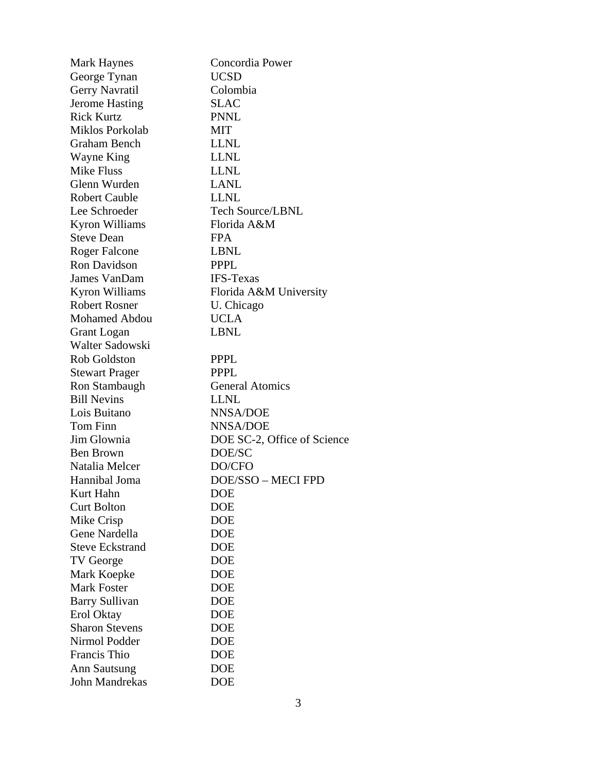| | |
|---|---|
| Mark Haynes | Concordia Power |
| George Tynan | UCSD |
| Gerry Navratil | Colombia |
| Jerome Hasting | SLAC |
| Rick Kurtz | PNNL |
| Miklos Porkolab | MIT |
| Graham Bench | LLNL |
| Wayne King | LLNL |
| Mike Fluss | LLNL |
| Glenn Wurden | LANL |
| Robert Cauble | LLNL |
| Lee Schroeder | Tech Source/LBNL |
| Kyron Williams | Florida A&M |
| Steve Dean | FPA |
| Roger Falcone | LBNL |
| Ron Davidson | PPPL |
| James VanDam | IFS-Texas |
| Kyron Williams | Florida A&M University |
| Robert Rosner | U. Chicago |
| Mohamed Abdou | UCLA |
| Grant Logan | LBNL |
| Walter Sadowski | |
| Rob Goldston | PPPL |
| Stewart Prager | PPPL |
| Ron Stambaugh | General Atomics |
| Bill Nevins | LLNL |
| Lois Buitano | NNSA/DOE |
| Tom Finn | NNSA/DOE |
| Jim Glownia | DOE SC-2, Office of Science |
| Ben Brown | DOE/SC |
| Natalia Melcer | DO/CFO |
| Hannibal Joma | DOE/SSO – MECI FPD |
| Kurt Hahn | DOE |
| Curt Bolton | DOE |
| Mike Crisp | DOE |
| Gene Nardella | DOE |
| Steve Eckstrand | DOE |
| TV George | DOE |
| Mark Koepke | DOE |
| Mark Foster | DOE |
| Barry Sullivan | DOE |
| Erol Oktay | DOE |
| Sharon Stevens | DOE |
| Nirmol Podder | DOE |
| Francis Thio | DOE |
| Ann Sautsung | DOE |
| John Mandrekas | DOE |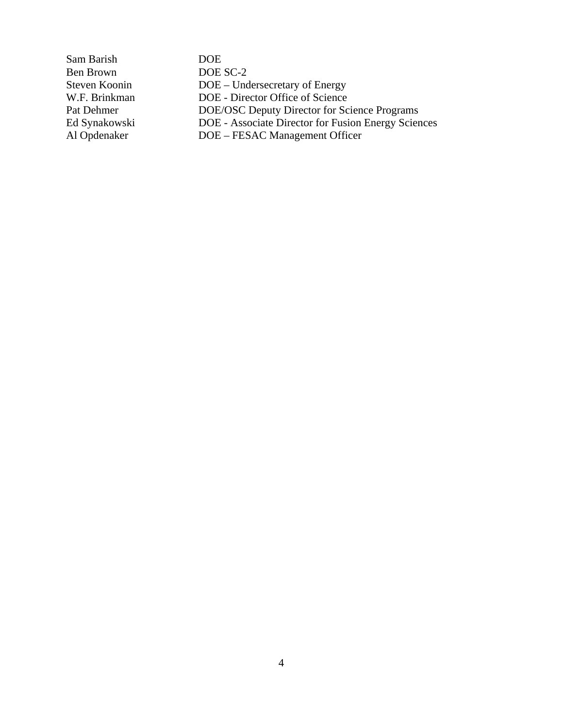| | |
|---|---|
| Sam Barish | DOE |
| Ben Brown | DOE SC-2 |
| Steven Koonin | DOE – Undersecretary of Energy |
| W.F. Brinkman | DOE - Director Office of Science |
| Pat Dehmer | DOE/OSC Deputy Director for Science Programs |
| Ed Synakowski | DOE - Associate Director for Fusion Energy Sciences |
| Al Opdenaker | DOE – FESAC Management Officer |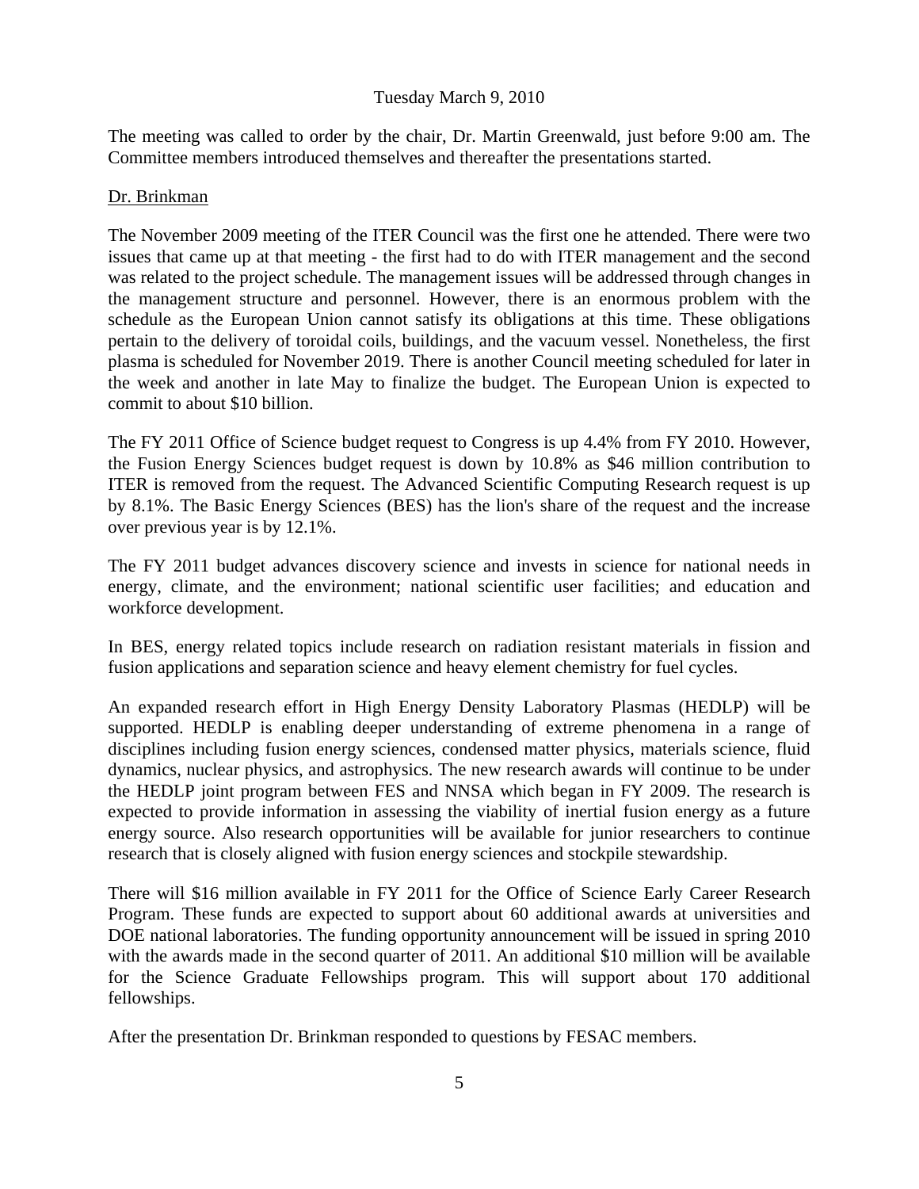Tuesday March 9, 2010

The meeting was called to order by the chair, Dr. Martin Greenwald, just before 9:00 am. The Committee members introduced themselves and thereafter the presentations started.

Dr. Brinkman

The November 2009 meeting of the ITER Council was the first one he attended. There were two issues that came up at that meeting - the first had to do with ITER management and the second was related to the project schedule. The management issues will be addressed through changes in the management structure and personnel. However, there is an enormous problem with the schedule as the European Union cannot satisfy its obligations at this time. These obligations pertain to the delivery of toroidal coils, buildings, and the vacuum vessel. Nonetheless, the first plasma is scheduled for November 2019. There is another Council meeting scheduled for later in the week and another in late May to finalize the budget. The European Union is expected to commit to about $10 billion.

The FY 2011 Office of Science budget request to Congress is up 4.4% from FY 2010. However, the Fusion Energy Sciences budget request is down by 10.8% as $46 million contribution to ITER is removed from the request. The Advanced Scientific Computing Research request is up by 8.1%. The Basic Energy Sciences (BES) has the lion's share of the request and the increase over previous year is by 12.1%.

The FY 2011 budget advances discovery science and invests in science for national needs in energy, climate, and the environment; national scientific user facilities; and education and workforce development.

In BES, energy related topics include research on radiation resistant materials in fission and fusion applications and separation science and heavy element chemistry for fuel cycles.

An expanded research effort in High Energy Density Laboratory Plasmas (HEDLP) will be supported. HEDLP is enabling deeper understanding of extreme phenomena in a range of disciplines including fusion energy sciences, condensed matter physics, materials science, fluid dynamics, nuclear physics, and astrophysics. The new research awards will continue to be under the HEDLP joint program between FES and NNSA which began in FY 2009. The research is expected to provide information in assessing the viability of inertial fusion energy as a future energy source. Also research opportunities will be available for junior researchers to continue research that is closely aligned with fusion energy sciences and stockpile stewardship.

There will $16 million available in FY 2011 for the Office of Science Early Career Research Program. These funds are expected to support about 60 additional awards at universities and DOE national laboratories. The funding opportunity announcement will be issued in spring 2010 with the awards made in the second quarter of 2011. An additional $10 million will be available for the Science Graduate Fellowships program. This will support about 170 additional fellowships.

After the presentation Dr. Brinkman responded to questions by FESAC members.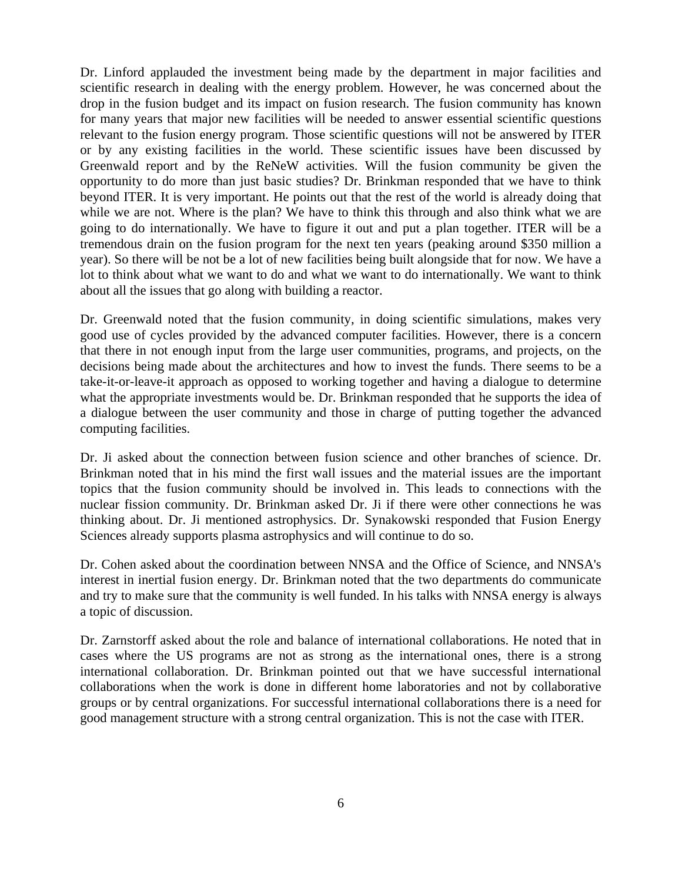Dr. Linford applauded the investment being made by the department in major facilities and scientific research in dealing with the energy problem. However, he was concerned about the drop in the fusion budget and its impact on fusion research. The fusion community has known for many years that major new facilities will be needed to answer essential scientific questions relevant to the fusion energy program. Those scientific questions will not be answered by ITER or by any existing facilities in the world. These scientific issues have been discussed by Greenwald report and by the ReNeW activities. Will the fusion community be given the opportunity to do more than just basic studies? Dr. Brinkman responded that we have to think beyond ITER. It is very important. He points out that the rest of the world is already doing that while we are not. Where is the plan? We have to think this through and also think what we are going to do internationally. We have to figure it out and put a plan together. ITER will be a tremendous drain on the fusion program for the next ten years (peaking around $350 million a year). So there will be not be a lot of new facilities being built alongside that for now. We have a lot to think about what we want to do and what we want to do internationally. We want to think about all the issues that go along with building a reactor.

Dr. Greenwald noted that the fusion community, in doing scientific simulations, makes very good use of cycles provided by the advanced computer facilities. However, there is a concern that there in not enough input from the large user communities, programs, and projects, on the decisions being made about the architectures and how to invest the funds. There seems to be a take-it-or-leave-it approach as opposed to working together and having a dialogue to determine what the appropriate investments would be. Dr. Brinkman responded that he supports the idea of a dialogue between the user community and those in charge of putting together the advanced computing facilities.

Dr. Ji asked about the connection between fusion science and other branches of science. Dr. Brinkman noted that in his mind the first wall issues and the material issues are the important topics that the fusion community should be involved in. This leads to connections with the nuclear fission community. Dr. Brinkman asked Dr. Ji if there were other connections he was thinking about. Dr. Ji mentioned astrophysics. Dr. Synakowski responded that Fusion Energy Sciences already supports plasma astrophysics and will continue to do so.

Dr. Cohen asked about the coordination between NNSA and the Office of Science, and NNSA's interest in inertial fusion energy. Dr. Brinkman noted that the two departments do communicate and try to make sure that the community is well funded. In his talks with NNSA energy is always a topic of discussion.

Dr. Zarnstorff asked about the role and balance of international collaborations. He noted that in cases where the US programs are not as strong as the international ones, there is a strong international collaboration. Dr. Brinkman pointed out that we have successful international collaborations when the work is done in different home laboratories and not by collaborative groups or by central organizations. For successful international collaborations there is a need for good management structure with a strong central organization. This is not the case with ITER.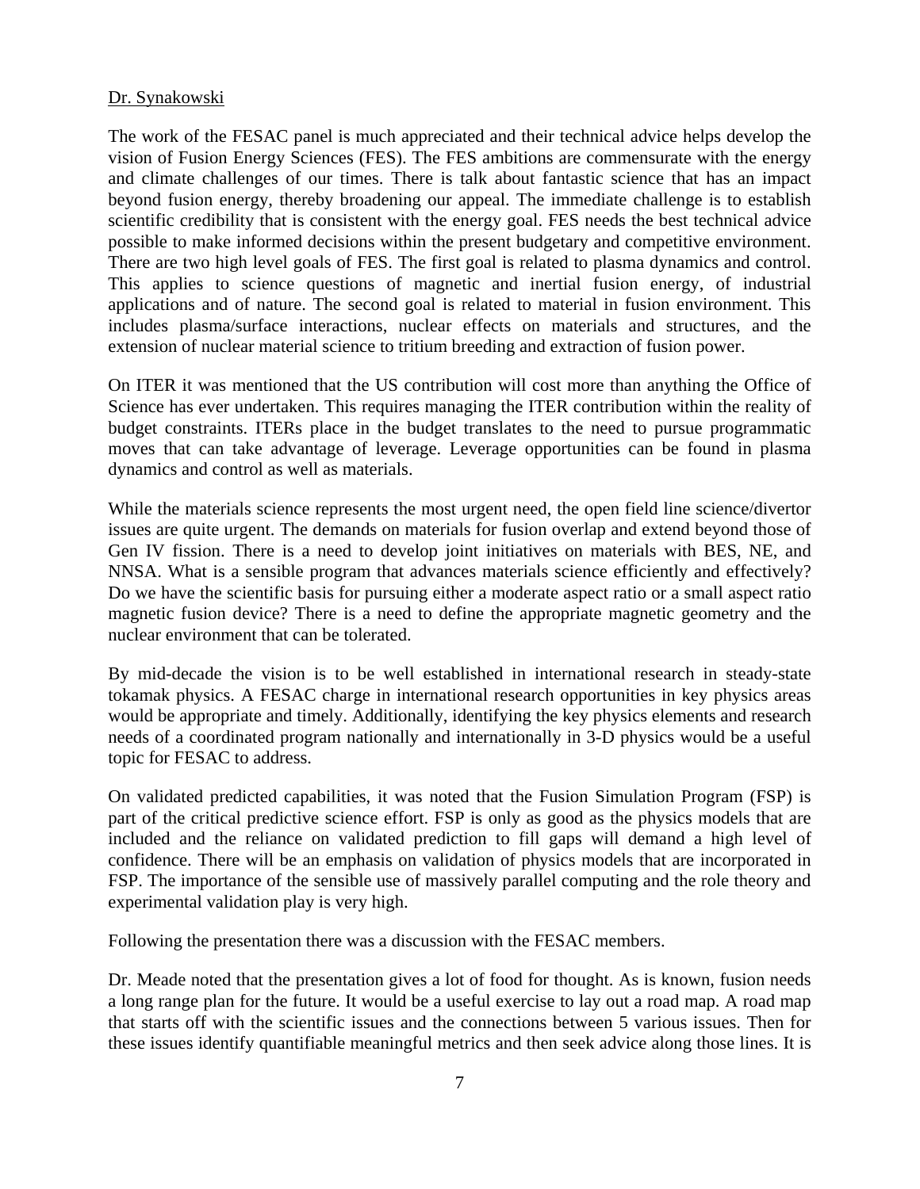Dr. Synakowski

The work of the FESAC panel is much appreciated and their technical advice helps develop the vision of Fusion Energy Sciences (FES). The FES ambitions are commensurate with the energy and climate challenges of our times. There is talk about fantastic science that has an impact beyond fusion energy, thereby broadening our appeal. The immediate challenge is to establish scientific credibility that is consistent with the energy goal. FES needs the best technical advice possible to make informed decisions within the present budgetary and competitive environment. There are two high level goals of FES. The first goal is related to plasma dynamics and control. This applies to science questions of magnetic and inertial fusion energy, of industrial applications and of nature. The second goal is related to material in fusion environment. This includes plasma/surface interactions, nuclear effects on materials and structures, and the extension of nuclear material science to tritium breeding and extraction of fusion power.

On ITER it was mentioned that the US contribution will cost more than anything the Office of Science has ever undertaken. This requires managing the ITER contribution within the reality of budget constraints. ITERs place in the budget translates to the need to pursue programmatic moves that can take advantage of leverage. Leverage opportunities can be found in plasma dynamics and control as well as materials.

While the materials science represents the most urgent need, the open field line science/divertor issues are quite urgent. The demands on materials for fusion overlap and extend beyond those of Gen IV fission. There is a need to develop joint initiatives on materials with BES, NE, and NNSA. What is a sensible program that advances materials science efficiently and effectively? Do we have the scientific basis for pursuing either a moderate aspect ratio or a small aspect ratio magnetic fusion device? There is a need to define the appropriate magnetic geometry and the nuclear environment that can be tolerated.

By mid-decade the vision is to be well established in international research in steady-state tokamak physics. A FESAC charge in international research opportunities in key physics areas would be appropriate and timely. Additionally, identifying the key physics elements and research needs of a coordinated program nationally and internationally in 3-D physics would be a useful topic for FESAC to address.

On validated predicted capabilities, it was noted that the Fusion Simulation Program (FSP) is part of the critical predictive science effort. FSP is only as good as the physics models that are included and the reliance on validated prediction to fill gaps will demand a high level of confidence. There will be an emphasis on validation of physics models that are incorporated in FSP. The importance of the sensible use of massively parallel computing and the role theory and experimental validation play is very high.

Following the presentation there was a discussion with the FESAC members.

Dr. Meade noted that the presentation gives a lot of food for thought. As is known, fusion needs a long range plan for the future. It would be a useful exercise to lay out a road map. A road map that starts off with the scientific issues and the connections between 5 various issues. Then for these issues identify quantifiable meaningful metrics and then seek advice along those lines. It is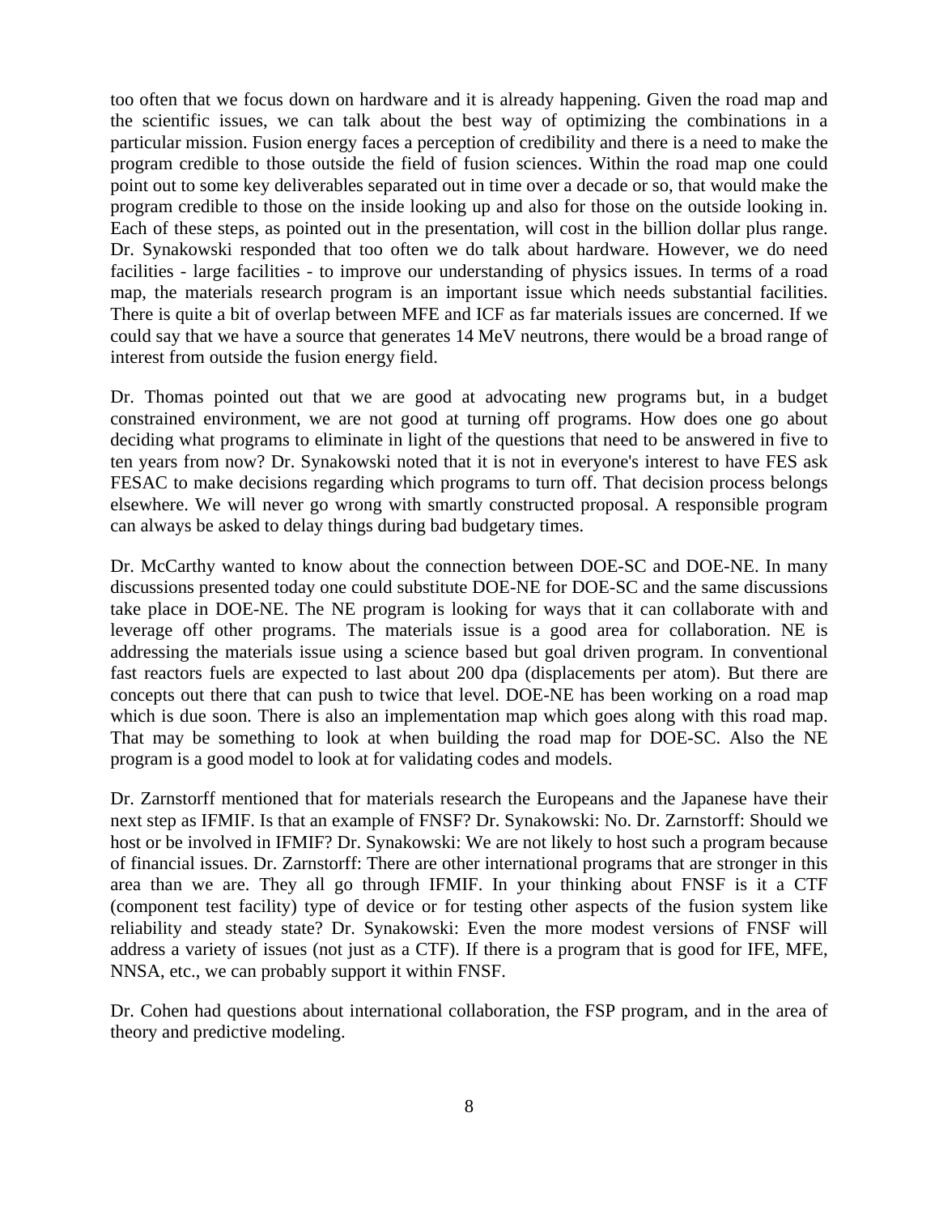too often that we focus down on hardware and it is already happening. Given the road map and the scientific issues, we can talk about the best way of optimizing the combinations in a particular mission. Fusion energy faces a perception of credibility and there is a need to make the program credible to those outside the field of fusion sciences. Within the road map one could point out to some key deliverables separated out in time over a decade or so, that would make the program credible to those on the inside looking up and also for those on the outside looking in. Each of these steps, as pointed out in the presentation, will cost in the billion dollar plus range. Dr. Synakowski responded that too often we do talk about hardware. However, we do need facilities - large facilities - to improve our understanding of physics issues. In terms of a road map, the materials research program is an important issue which needs substantial facilities. There is quite a bit of overlap between MFE and ICF as far materials issues are concerned. If we could say that we have a source that generates 14 MeV neutrons, there would be a broad range of interest from outside the fusion energy field.

Dr. Thomas pointed out that we are good at advocating new programs but, in a budget constrained environment, we are not good at turning off programs. How does one go about deciding what programs to eliminate in light of the questions that need to be answered in five to ten years from now? Dr. Synakowski noted that it is not in everyone's interest to have FES ask FESAC to make decisions regarding which programs to turn off. That decision process belongs elsewhere. We will never go wrong with smartly constructed proposal. A responsible program can always be asked to delay things during bad budgetary times.

Dr. McCarthy wanted to know about the connection between DOE-SC and DOE-NE. In many discussions presented today one could substitute DOE-NE for DOE-SC and the same discussions take place in DOE-NE. The NE program is looking for ways that it can collaborate with and leverage off other programs. The materials issue is a good area for collaboration. NE is addressing the materials issue using a science based but goal driven program. In conventional fast reactors fuels are expected to last about 200 dpa (displacements per atom). But there are concepts out there that can push to twice that level. DOE-NE has been working on a road map which is due soon. There is also an implementation map which goes along with this road map. That may be something to look at when building the road map for DOE-SC. Also the NE program is a good model to look at for validating codes and models.

Dr. Zarnstorff mentioned that for materials research the Europeans and the Japanese have their next step as IFMIF. Is that an example of FNSF? Dr. Synakowski: No. Dr. Zarnstorff: Should we host or be involved in IFMIF? Dr. Synakowski: We are not likely to host such a program because of financial issues. Dr. Zarnstorff: There are other international programs that are stronger in this area than we are. They all go through IFMIF. In your thinking about FNSF is it a CTF (component test facility) type of device or for testing other aspects of the fusion system like reliability and steady state? Dr. Synakowski: Even the more modest versions of FNSF will address a variety of issues (not just as a CTF). If there is a program that is good for IFE, MFE, NNSA, etc., we can probably support it within FNSF.

Dr. Cohen had questions about international collaboration, the FSP program, and in the area of theory and predictive modeling.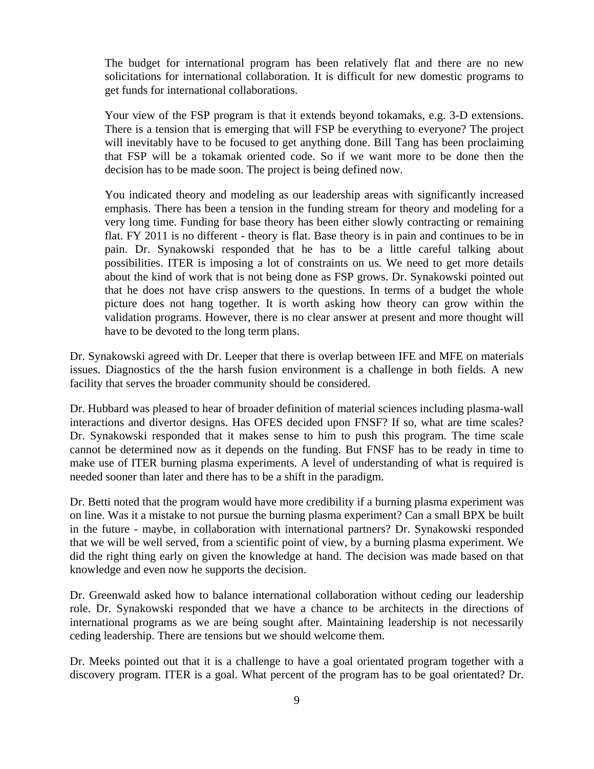> The budget for international program has been relatively flat and there are no new solicitations for international collaboration. It is difficult for new domestic programs to get funds for international collaborations.
>
> Your view of the FSP program is that it extends beyond tokamaks, e.g. 3-D extensions. There is a tension that is emerging that will FSP be everything to everyone? The project will inevitably have to be focused to get anything done. Bill Tang has been proclaiming that FSP will be a tokamak oriented code. So if we want more to be done then the decision has to be made soon. The project is being defined now.
>
> You indicated theory and modeling as our leadership areas with significantly increased emphasis. There has been a tension in the funding stream for theory and modeling for a very long time. Funding for base theory has been either slowly contracting or remaining flat. FY 2011 is no different - theory is flat. Base theory is in pain and continues to be in pain. Dr. Synakowski responded that he has to be a little careful talking about possibilities. ITER is imposing a lot of constraints on us. We need to get more details about the kind of work that is not being done as FSP grows. Dr. Synakowski pointed out that he does not have crisp answers to the questions. In terms of a budget the whole picture does not hang together. It is worth asking how theory can grow within the validation programs. However, there is no clear answer at present and more thought will have to be devoted to the long term plans.

Dr. Synakowski agreed with Dr. Leeper that there is overlap between IFE and MFE on materials issues. Diagnostics of the the harsh fusion environment is a challenge in both fields. A new facility that serves the broader community should be considered.

Dr. Hubbard was pleased to hear of broader definition of material sciences including plasma-wall interactions and divertor designs. Has OFES decided upon FNSF? If so, what are time scales? Dr. Synakowski responded that it makes sense to him to push this program. The time scale cannot be determined now as it depends on the funding. But FNSF has to be ready in time to make use of ITER burning plasma experiments. A level of understanding of what is required is needed sooner than later and there has to be a shift in the paradigm.

Dr. Betti noted that the program would have more credibility if a burning plasma experiment was on line. Was it a mistake to not pursue the burning plasma experiment? Can a small BPX be built in the future - maybe, in collaboration with international partners? Dr. Synakowski responded that we will be well served, from a scientific point of view, by a burning plasma experiment. We did the right thing early on given the knowledge at hand. The decision was made based on that knowledge and even now he supports the decision.

Dr. Greenwald asked how to balance international collaboration without ceding our leadership role. Dr. Synakowski responded that we have a chance to be architects in the directions of international programs as we are being sought after. Maintaining leadership is not necessarily ceding leadership. There are tensions but we should welcome them.

Dr. Meeks pointed out that it is a challenge to have a goal orientated program together with a discovery program. ITER is a goal. What percent of the program has to be goal orientated? Dr.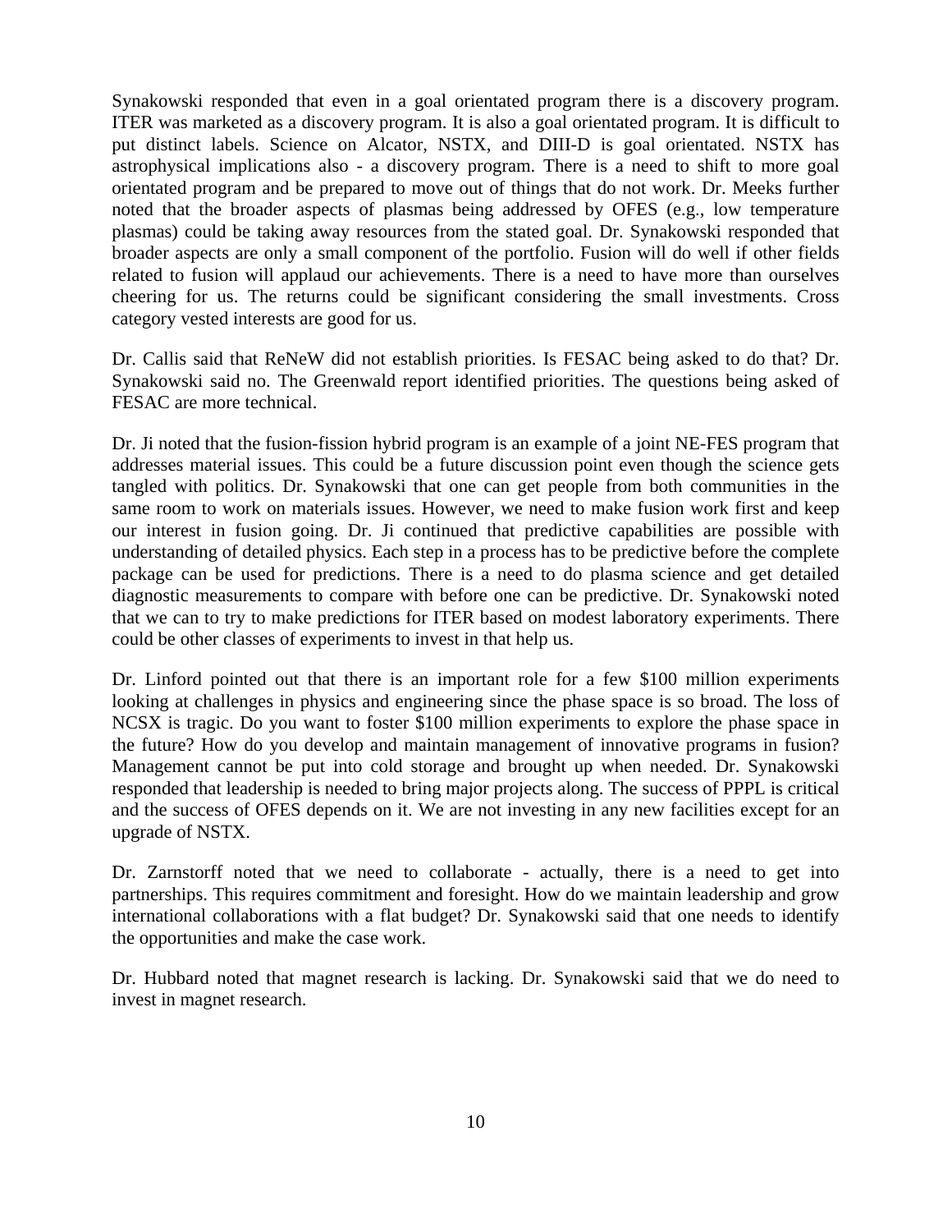Synakowski responded that even in a goal orientated program there is a discovery program. ITER was marketed as a discovery program. It is also a goal orientated program. It is difficult to put distinct labels. Science on Alcator, NSTX, and DIII-D is goal orientated. NSTX has astrophysical implications also - a discovery program. There is a need to shift to more goal orientated program and be prepared to move out of things that do not work. Dr. Meeks further noted that the broader aspects of plasmas being addressed by OFES (e.g., low temperature plasmas) could be taking away resources from the stated goal. Dr. Synakowski responded that broader aspects are only a small component of the portfolio. Fusion will do well if other fields related to fusion will applaud our achievements. There is a need to have more than ourselves cheering for us. The returns could be significant considering the small investments. Cross category vested interests are good for us.

Dr. Callis said that ReNeW did not establish priorities. Is FESAC being asked to do that? Dr. Synakowski said no. The Greenwald report identified priorities. The questions being asked of FESAC are more technical.

Dr. Ji noted that the fusion-fission hybrid program is an example of a joint NE-FES program that addresses material issues. This could be a future discussion point even though the science gets tangled with politics. Dr. Synakowski that one can get people from both communities in the same room to work on materials issues. However, we need to make fusion work first and keep our interest in fusion going. Dr. Ji continued that predictive capabilities are possible with understanding of detailed physics. Each step in a process has to be predictive before the complete package can be used for predictions. There is a need to do plasma science and get detailed diagnostic measurements to compare with before one can be predictive. Dr. Synakowski noted that we can to try to make predictions for ITER based on modest laboratory experiments. There could be other classes of experiments to invest in that help us.

Dr. Linford pointed out that there is an important role for a few $100 million experiments looking at challenges in physics and engineering since the phase space is so broad. The loss of NCSX is tragic. Do you want to foster $100 million experiments to explore the phase space in the future? How do you develop and maintain management of innovative programs in fusion? Management cannot be put into cold storage and brought up when needed. Dr. Synakowski responded that leadership is needed to bring major projects along. The success of PPPL is critical and the success of OFES depends on it. We are not investing in any new facilities except for an upgrade of NSTX.

Dr. Zarnstorff noted that we need to collaborate - actually, there is a need to get into partnerships. This requires commitment and foresight. How do we maintain leadership and grow international collaborations with a flat budget? Dr. Synakowski said that one needs to identify the opportunities and make the case work.

Dr. Hubbard noted that magnet research is lacking. Dr. Synakowski said that we do need to invest in magnet research.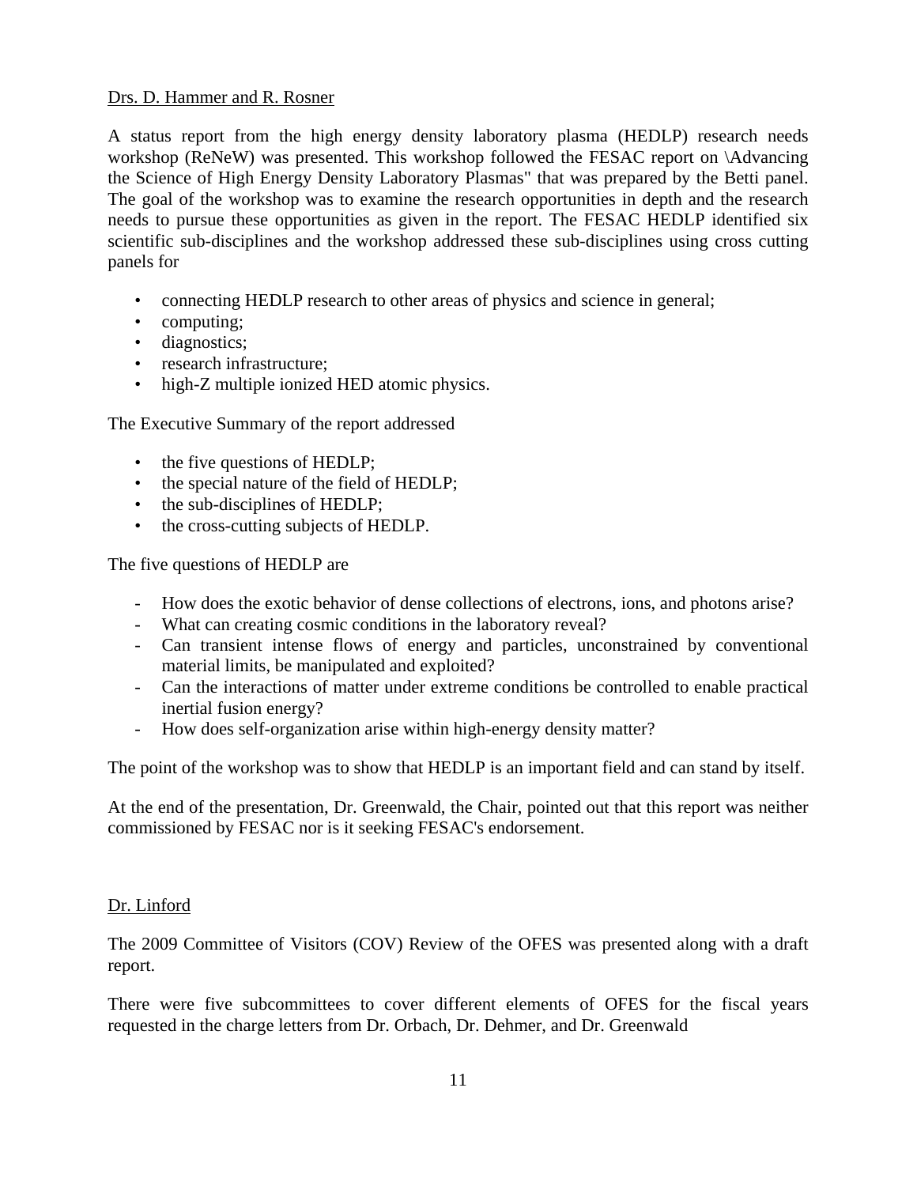Drs. D. Hammer and R. Rosner

A status report from the high energy density laboratory plasma (HEDLP) research needs workshop (ReNeW) was presented. This workshop followed the FESAC report on \Advancing the Science of High Energy Density Laboratory Plasmas" that was prepared by the Betti panel. The goal of the workshop was to examine the research opportunities in depth and the research needs to pursue these opportunities as given in the report. The FESAC HEDLP identified six scientific sub-disciplines and the workshop addressed these sub-disciplines using cross cutting panels for

- connecting HEDLP research to other areas of physics and science in general;
- computing;
- diagnostics;
- research infrastructure;
- high-Z multiple ionized HED atomic physics.

The Executive Summary of the report addressed

- the five questions of HEDLP;
- the special nature of the field of HEDLP;
- the sub-disciplines of HEDLP;
- the cross-cutting subjects of HEDLP.

The five questions of HEDLP are

- How does the exotic behavior of dense collections of electrons, ions, and photons arise?
- What can creating cosmic conditions in the laboratory reveal?
- Can transient intense flows of energy and particles, unconstrained by conventional material limits, be manipulated and exploited?
- Can the interactions of matter under extreme conditions be controlled to enable practical inertial fusion energy?
- How does self-organization arise within high-energy density matter?

The point of the workshop was to show that HEDLP is an important field and can stand by itself.

At the end of the presentation, Dr. Greenwald, the Chair, pointed out that this report was neither commissioned by FESAC nor is it seeking FESAC's endorsement.

Dr. Linford

The 2009 Committee of Visitors (COV) Review of the OFES was presented along with a draft report.

There were five subcommittees to cover different elements of OFES for the fiscal years requested in the charge letters from Dr. Orbach, Dr. Dehmer, and Dr. Greenwald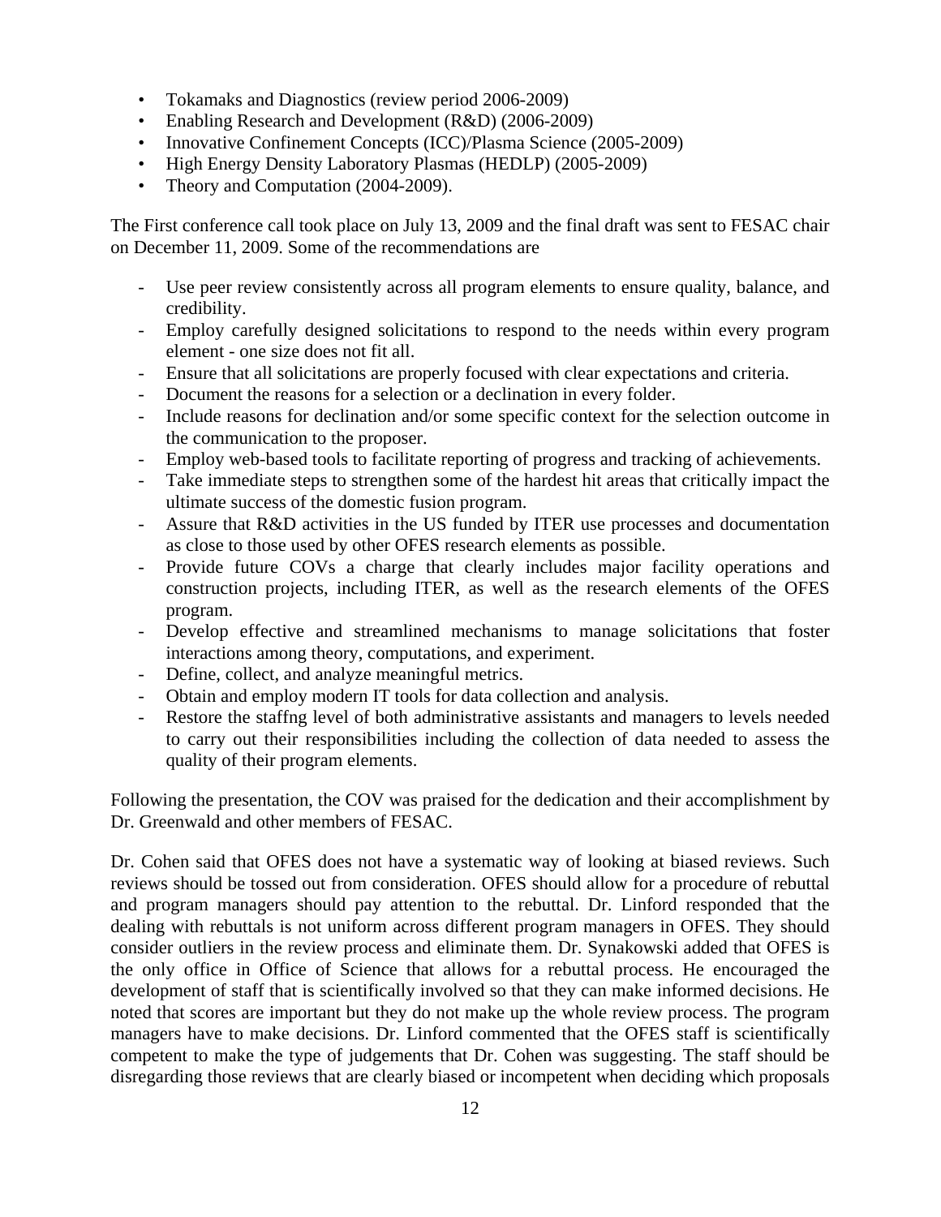- Tokamaks and Diagnostics (review period 2006-2009)
- Enabling Research and Development (R&D) (2006-2009)
- Innovative Confinement Concepts (ICC)/Plasma Science (2005-2009)
- High Energy Density Laboratory Plasmas (HEDLP) (2005-2009)
- Theory and Computation (2004-2009).

The First conference call took place on July 13, 2009 and the final draft was sent to FESAC chair on December 11, 2009. Some of the recommendations are

- Use peer review consistently across all program elements to ensure quality, balance, and credibility.
- Employ carefully designed solicitations to respond to the needs within every program element - one size does not fit all.
- Ensure that all solicitations are properly focused with clear expectations and criteria.
- Document the reasons for a selection or a declination in every folder.
- Include reasons for declination and/or some specific context for the selection outcome in the communication to the proposer.
- Employ web-based tools to facilitate reporting of progress and tracking of achievements.
- Take immediate steps to strengthen some of the hardest hit areas that critically impact the ultimate success of the domestic fusion program.
- Assure that R&D activities in the US funded by ITER use processes and documentation as close to those used by other OFES research elements as possible.
- Provide future COVs a charge that clearly includes major facility operations and construction projects, including ITER, as well as the research elements of the OFES program.
- Develop effective and streamlined mechanisms to manage solicitations that foster interactions among theory, computations, and experiment.
- Define, collect, and analyze meaningful metrics.
- Obtain and employ modern IT tools for data collection and analysis.
- Restore the staffng level of both administrative assistants and managers to levels needed to carry out their responsibilities including the collection of data needed to assess the quality of their program elements.

Following the presentation, the COV was praised for the dedication and their accomplishment by Dr. Greenwald and other members of FESAC.

Dr. Cohen said that OFES does not have a systematic way of looking at biased reviews. Such reviews should be tossed out from consideration. OFES should allow for a procedure of rebuttal and program managers should pay attention to the rebuttal. Dr. Linford responded that the dealing with rebuttals is not uniform across different program managers in OFES. They should consider outliers in the review process and eliminate them. Dr. Synakowski added that OFES is the only office in Office of Science that allows for a rebuttal process. He encouraged the development of staff that is scientifically involved so that they can make informed decisions. He noted that scores are important but they do not make up the whole review process. The program managers have to make decisions. Dr. Linford commented that the OFES staff is scientifically competent to make the type of judgements that Dr. Cohen was suggesting. The staff should be disregarding those reviews that are clearly biased or incompetent when deciding which proposals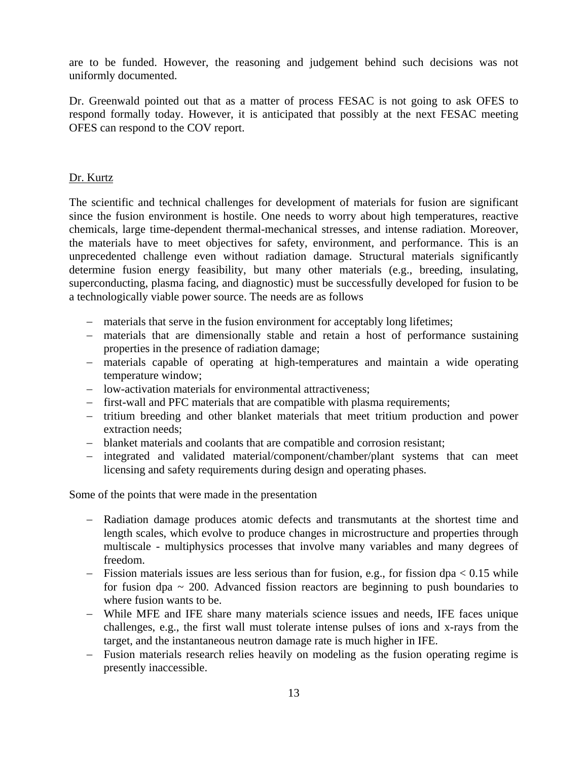are to be funded. However, the reasoning and judgement behind such decisions was not uniformly documented.

Dr. Greenwald pointed out that as a matter of process FESAC is not going to ask OFES to respond formally today. However, it is anticipated that possibly at the next FESAC meeting OFES can respond to the COV report.

Dr. Kurtz

The scientific and technical challenges for development of materials for fusion are significant since the fusion environment is hostile. One needs to worry about high temperatures, reactive chemicals, large time-dependent thermal-mechanical stresses, and intense radiation. Moreover, the materials have to meet objectives for safety, environment, and performance. This is an unprecedented challenge even without radiation damage. Structural materials significantly determine fusion energy feasibility, but many other materials (e.g., breeding, insulating, superconducting, plasma facing, and diagnostic) must be successfully developed for fusion to be a technologically viable power source. The needs are as follows

- materials that serve in the fusion environment for acceptably long lifetimes;
- materials that are dimensionally stable and retain a host of performance sustaining properties in the presence of radiation damage;
- materials capable of operating at high-temperatures and maintain a wide operating temperature window;
- low-activation materials for environmental attractiveness;
- first-wall and PFC materials that are compatible with plasma requirements;
- tritium breeding and other blanket materials that meet tritium production and power extraction needs;
- blanket materials and coolants that are compatible and corrosion resistant;
- integrated and validated material/component/chamber/plant systems that can meet licensing and safety requirements during design and operating phases.

Some of the points that were made in the presentation

- Radiation damage produces atomic defects and transmutants at the shortest time and length scales, which evolve to produce changes in microstructure and properties through multiscale - multiphysics processes that involve many variables and many degrees of freedom.
- Fission materials issues are less serious than for fusion, e.g., for fission dpa < 0.15 while for fusion dpa ~ 200. Advanced fission reactors are beginning to push boundaries to where fusion wants to be.
- While MFE and IFE share many materials science issues and needs, IFE faces unique challenges, e.g., the first wall must tolerate intense pulses of ions and x-rays from the target, and the instantaneous neutron damage rate is much higher in IFE.
- Fusion materials research relies heavily on modeling as the fusion operating regime is presently inaccessible.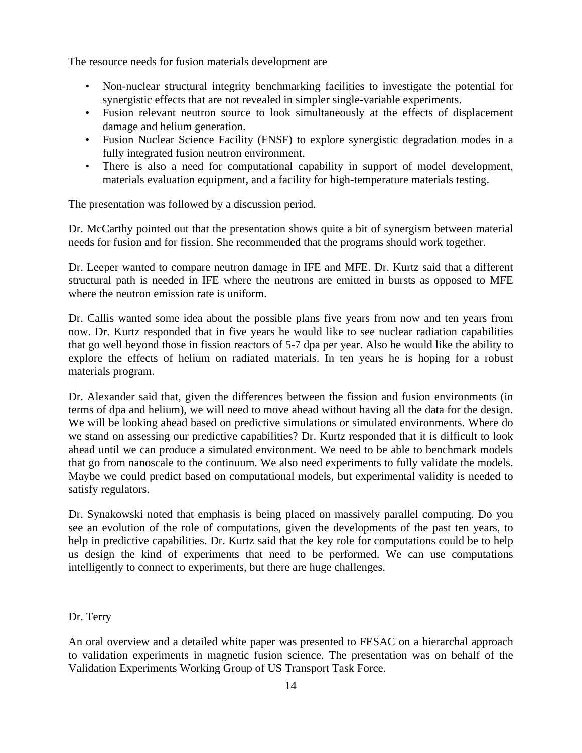The resource needs for fusion materials development are

- Non-nuclear structural integrity benchmarking facilities to investigate the potential for synergistic effects that are not revealed in simpler single-variable experiments.
- Fusion relevant neutron source to look simultaneously at the effects of displacement damage and helium generation.
- Fusion Nuclear Science Facility (FNSF) to explore synergistic degradation modes in a fully integrated fusion neutron environment.
- There is also a need for computational capability in support of model development, materials evaluation equipment, and a facility for high-temperature materials testing.

The presentation was followed by a discussion period.

Dr. McCarthy pointed out that the presentation shows quite a bit of synergism between material needs for fusion and for fission. She recommended that the programs should work together.

Dr. Leeper wanted to compare neutron damage in IFE and MFE. Dr. Kurtz said that a different structural path is needed in IFE where the neutrons are emitted in bursts as opposed to MFE where the neutron emission rate is uniform.

Dr. Callis wanted some idea about the possible plans five years from now and ten years from now. Dr. Kurtz responded that in five years he would like to see nuclear radiation capabilities that go well beyond those in fission reactors of 5-7 dpa per year. Also he would like the ability to explore the effects of helium on radiated materials. In ten years he is hoping for a robust materials program.

Dr. Alexander said that, given the differences between the fission and fusion environments (in terms of dpa and helium), we will need to move ahead without having all the data for the design. We will be looking ahead based on predictive simulations or simulated environments. Where do we stand on assessing our predictive capabilities? Dr. Kurtz responded that it is difficult to look ahead until we can produce a simulated environment. We need to be able to benchmark models that go from nanoscale to the continuum. We also need experiments to fully validate the models. Maybe we could predict based on computational models, but experimental validity is needed to satisfy regulators.

Dr. Synakowski noted that emphasis is being placed on massively parallel computing. Do you see an evolution of the role of computations, given the developments of the past ten years, to help in predictive capabilities. Dr. Kurtz said that the key role for computations could be to help us design the kind of experiments that need to be performed. We can use computations intelligently to connect to experiments, but there are huge challenges.

Dr. Terry

An oral overview and a detailed white paper was presented to FESAC on a hierarchal approach to validation experiments in magnetic fusion science. The presentation was on behalf of the Validation Experiments Working Group of US Transport Task Force.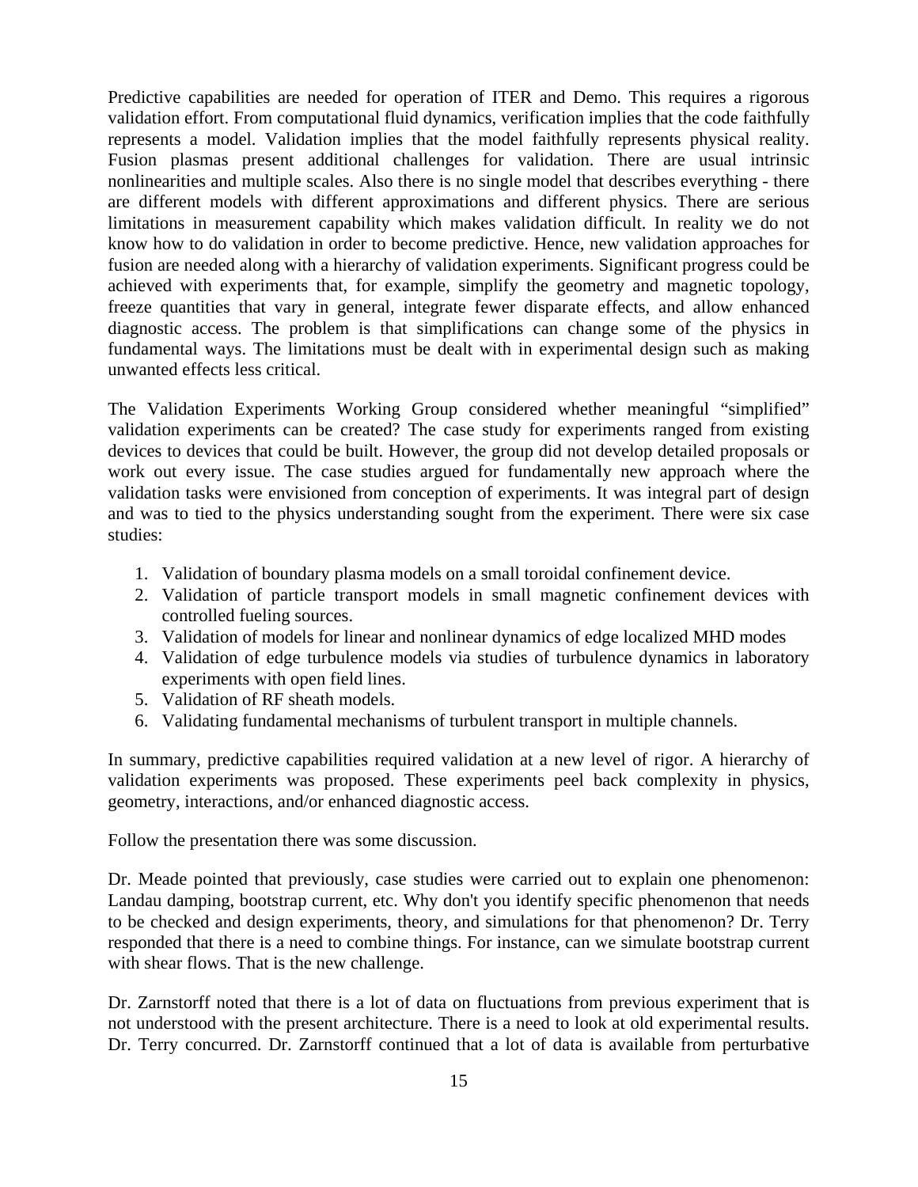Predictive capabilities are needed for operation of ITER and Demo. This requires a rigorous validation effort. From computational fluid dynamics, verification implies that the code faithfully represents a model. Validation implies that the model faithfully represents physical reality. Fusion plasmas present additional challenges for validation. There are usual intrinsic nonlinearities and multiple scales. Also there is no single model that describes everything - there are different models with different approximations and different physics. There are serious limitations in measurement capability which makes validation difficult. In reality we do not know how to do validation in order to become predictive. Hence, new validation approaches for fusion are needed along with a hierarchy of validation experiments. Significant progress could be achieved with experiments that, for example, simplify the geometry and magnetic topology, freeze quantities that vary in general, integrate fewer disparate effects, and allow enhanced diagnostic access. The problem is that simplifications can change some of the physics in fundamental ways. The limitations must be dealt with in experimental design such as making unwanted effects less critical.

The Validation Experiments Working Group considered whether meaningful "simplified" validation experiments can be created? The case study for experiments ranged from existing devices to devices that could be built. However, the group did not develop detailed proposals or work out every issue. The case studies argued for fundamentally new approach where the validation tasks were envisioned from conception of experiments. It was integral part of design and was to tied to the physics understanding sought from the experiment. There were six case studies:

1. Validation of boundary plasma models on a small toroidal confinement device.
2. Validation of particle transport models in small magnetic confinement devices with controlled fueling sources.
3. Validation of models for linear and nonlinear dynamics of edge localized MHD modes
4. Validation of edge turbulence models via studies of turbulence dynamics in laboratory experiments with open field lines.
5. Validation of RF sheath models.
6. Validating fundamental mechanisms of turbulent transport in multiple channels.

In summary, predictive capabilities required validation at a new level of rigor. A hierarchy of validation experiments was proposed. These experiments peel back complexity in physics, geometry, interactions, and/or enhanced diagnostic access.

Follow the presentation there was some discussion.

Dr. Meade pointed that previously, case studies were carried out to explain one phenomenon: Landau damping, bootstrap current, etc. Why don't you identify specific phenomenon that needs to be checked and design experiments, theory, and simulations for that phenomenon? Dr. Terry responded that there is a need to combine things. For instance, can we simulate bootstrap current with shear flows. That is the new challenge.

Dr. Zarnstorff noted that there is a lot of data on fluctuations from previous experiment that is not understood with the present architecture. There is a need to look at old experimental results. Dr. Terry concurred. Dr. Zarnstorff continued that a lot of data is available from perturbative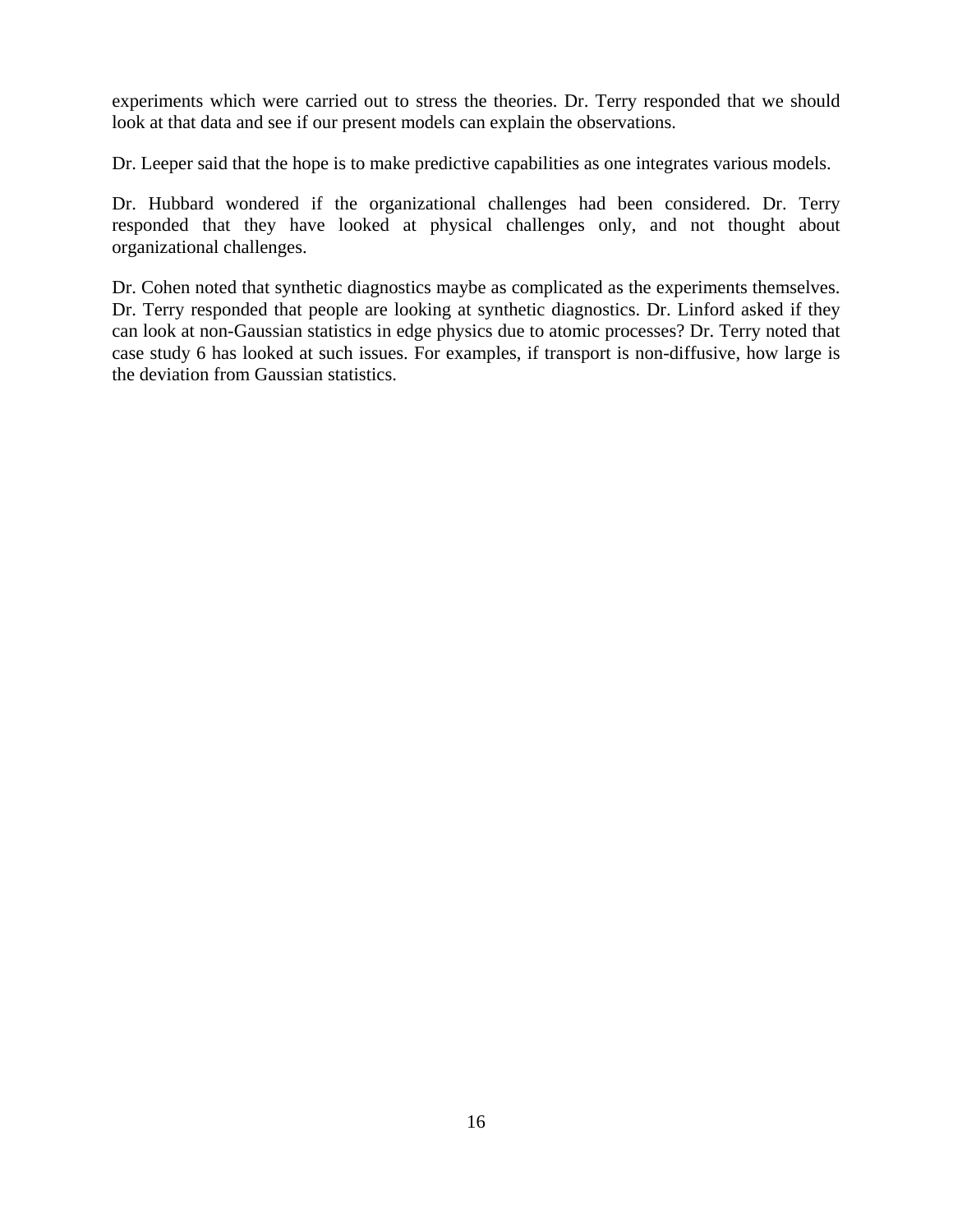experiments which were carried out to stress the theories. Dr. Terry responded that we should look at that data and see if our present models can explain the observations.

Dr. Leeper said that the hope is to make predictive capabilities as one integrates various models.

Dr. Hubbard wondered if the organizational challenges had been considered. Dr. Terry responded that they have looked at physical challenges only, and not thought about organizational challenges.

Dr. Cohen noted that synthetic diagnostics maybe as complicated as the experiments themselves. Dr. Terry responded that people are looking at synthetic diagnostics. Dr. Linford asked if they can look at non-Gaussian statistics in edge physics due to atomic processes? Dr. Terry noted that case study 6 has looked at such issues. For examples, if transport is non-diffusive, how large is the deviation from Gaussian statistics.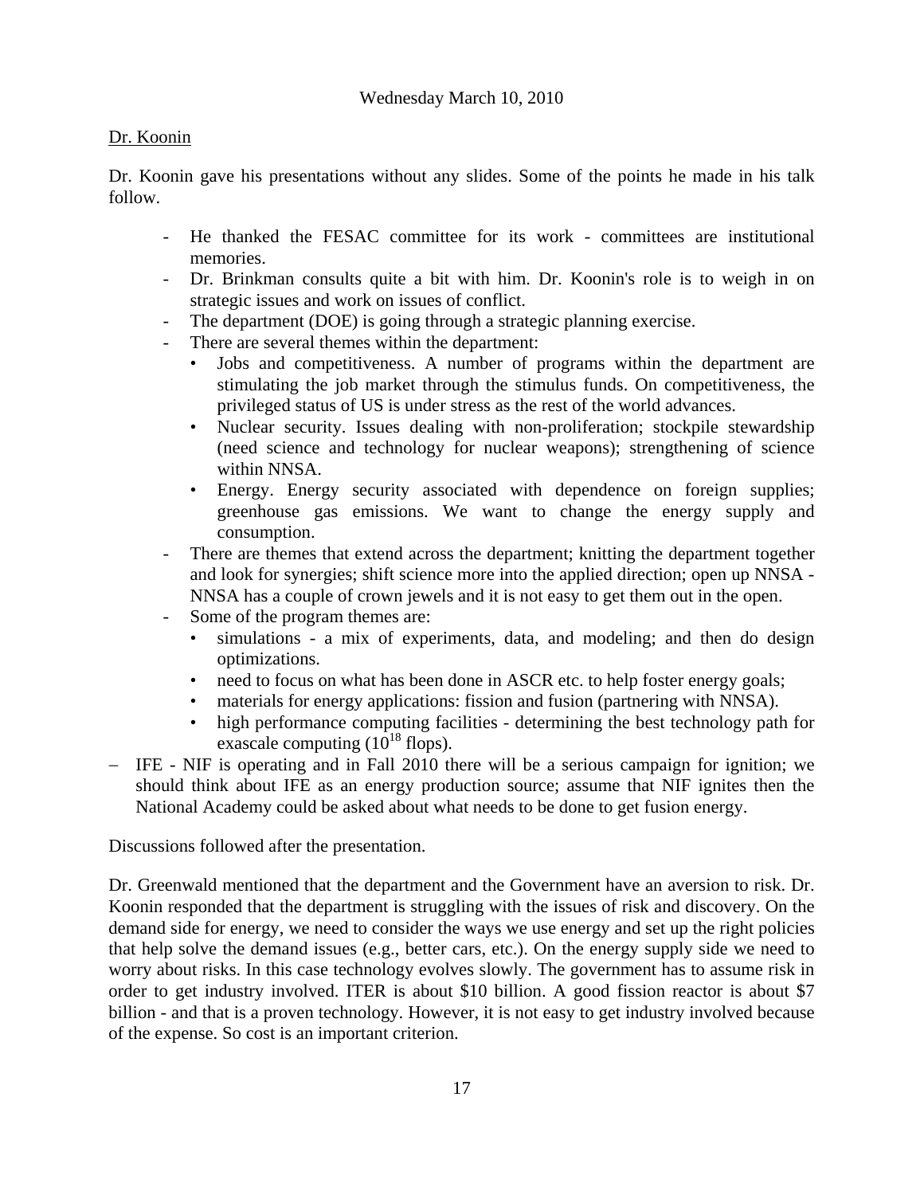Wednesday March 10, 2010

Dr. Koonin

Dr. Koonin gave his presentations without any slides. Some of the points he made in his talk follow.

- He thanked the FESAC committee for its work - committees are institutional memories.
- Dr. Brinkman consults quite a bit with him. Dr. Koonin's role is to weigh in on strategic issues and work on issues of conflict.
- The department (DOE) is going through a strategic planning exercise.
- There are several themes within the department:
  - Jobs and competitiveness. A number of programs within the department are stimulating the job market through the stimulus funds. On competitiveness, the privileged status of US is under stress as the rest of the world advances.
  - Nuclear security. Issues dealing with non-proliferation; stockpile stewardship (need science and technology for nuclear weapons); strengthening of science within NNSA.
  - Energy. Energy security associated with dependence on foreign supplies; greenhouse gas emissions. We want to change the energy supply and consumption.
- There are themes that extend across the department; knitting the department together and look for synergies; shift science more into the applied direction; open up NNSA - NNSA has a couple of crown jewels and it is not easy to get them out in the open.
- Some of the program themes are:
  - simulations - a mix of experiments, data, and modeling; and then do design optimizations.
  - need to focus on what has been done in ASCR etc. to help foster energy goals;
  - materials for energy applications: fission and fusion (partnering with NNSA).
  - high performance computing facilities - determining the best technology path for exascale computing ($10^{18}$ flops).
- IFE - NIF is operating and in Fall 2010 there will be a serious campaign for ignition; we should think about IFE as an energy production source; assume that NIF ignites then the National Academy could be asked about what needs to be done to get fusion energy.

Discussions followed after the presentation.

Dr. Greenwald mentioned that the department and the Government have an aversion to risk. Dr. Koonin responded that the department is struggling with the issues of risk and discovery. On the demand side for energy, we need to consider the ways we use energy and set up the right policies that help solve the demand issues (e.g., better cars, etc.). On the energy supply side we need to worry about risks. In this case technology evolves slowly. The government has to assume risk in order to get industry involved. ITER is about $10 billion. A good fission reactor is about $7 billion - and that is a proven technology. However, it is not easy to get industry involved because of the expense. So cost is an important criterion.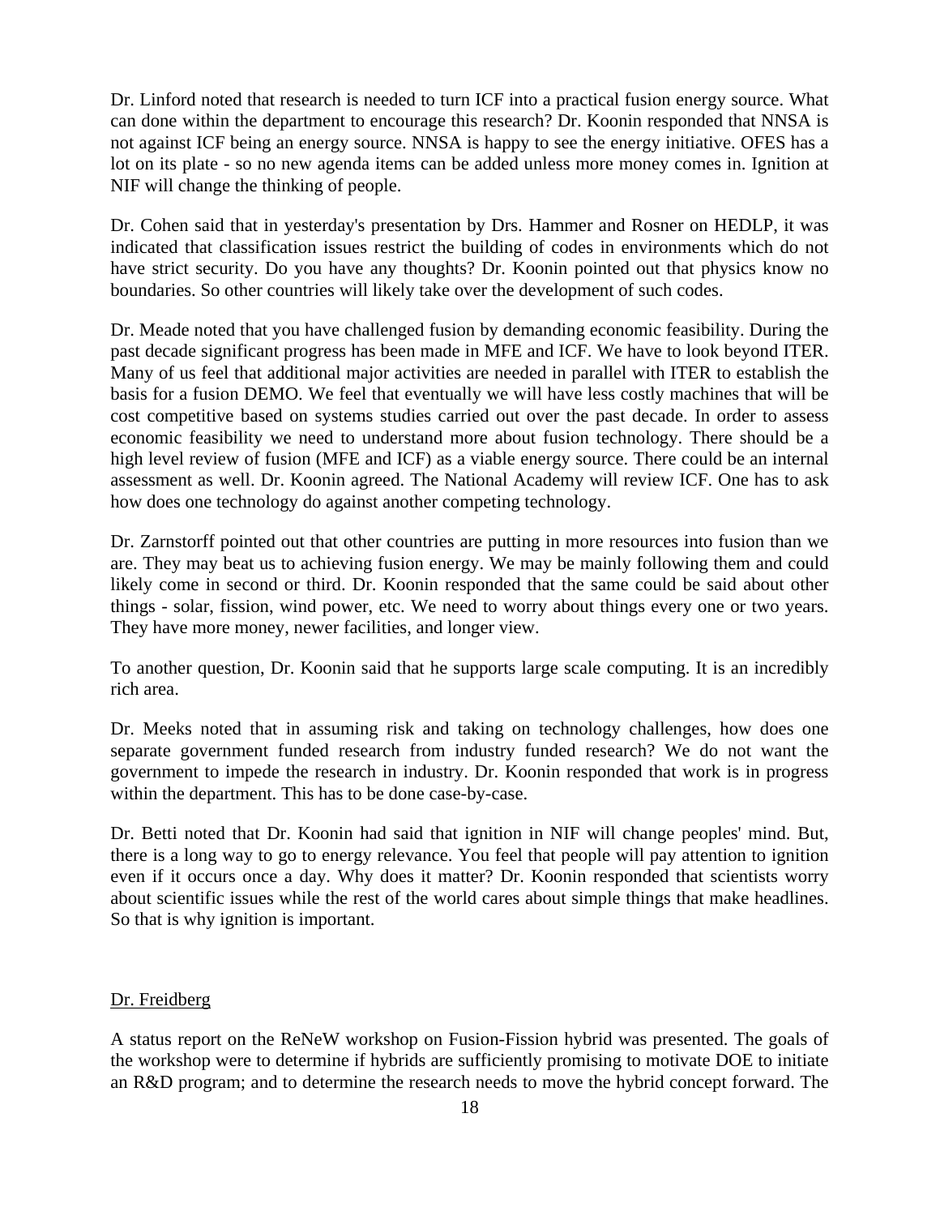Dr. Linford noted that research is needed to turn ICF into a practical fusion energy source. What can done within the department to encourage this research? Dr. Koonin responded that NNSA is not against ICF being an energy source. NNSA is happy to see the energy initiative. OFES has a lot on its plate - so no new agenda items can be added unless more money comes in. Ignition at NIF will change the thinking of people.

Dr. Cohen said that in yesterday's presentation by Drs. Hammer and Rosner on HEDLP, it was indicated that classification issues restrict the building of codes in environments which do not have strict security. Do you have any thoughts? Dr. Koonin pointed out that physics know no boundaries. So other countries will likely take over the development of such codes.

Dr. Meade noted that you have challenged fusion by demanding economic feasibility. During the past decade significant progress has been made in MFE and ICF. We have to look beyond ITER. Many of us feel that additional major activities are needed in parallel with ITER to establish the basis for a fusion DEMO. We feel that eventually we will have less costly machines that will be cost competitive based on systems studies carried out over the past decade. In order to assess economic feasibility we need to understand more about fusion technology. There should be a high level review of fusion (MFE and ICF) as a viable energy source. There could be an internal assessment as well. Dr. Koonin agreed. The National Academy will review ICF. One has to ask how does one technology do against another competing technology.

Dr. Zarnstorff pointed out that other countries are putting in more resources into fusion than we are. They may beat us to achieving fusion energy. We may be mainly following them and could likely come in second or third. Dr. Koonin responded that the same could be said about other things - solar, fission, wind power, etc. We need to worry about things every one or two years. They have more money, newer facilities, and longer view.

To another question, Dr. Koonin said that he supports large scale computing. It is an incredibly rich area.

Dr. Meeks noted that in assuming risk and taking on technology challenges, how does one separate government funded research from industry funded research? We do not want the government to impede the research in industry. Dr. Koonin responded that work is in progress within the department. This has to be done case-by-case.

Dr. Betti noted that Dr. Koonin had said that ignition in NIF will change peoples' mind. But, there is a long way to go to energy relevance. You feel that people will pay attention to ignition even if it occurs once a day. Why does it matter? Dr. Koonin responded that scientists worry about scientific issues while the rest of the world cares about simple things that make headlines. So that is why ignition is important.

<u>Dr. Freidberg</u>

A status report on the ReNeW workshop on Fusion-Fission hybrid was presented. The goals of the workshop were to determine if hybrids are sufficiently promising to motivate DOE to initiate an R&D program; and to determine the research needs to move the hybrid concept forward. The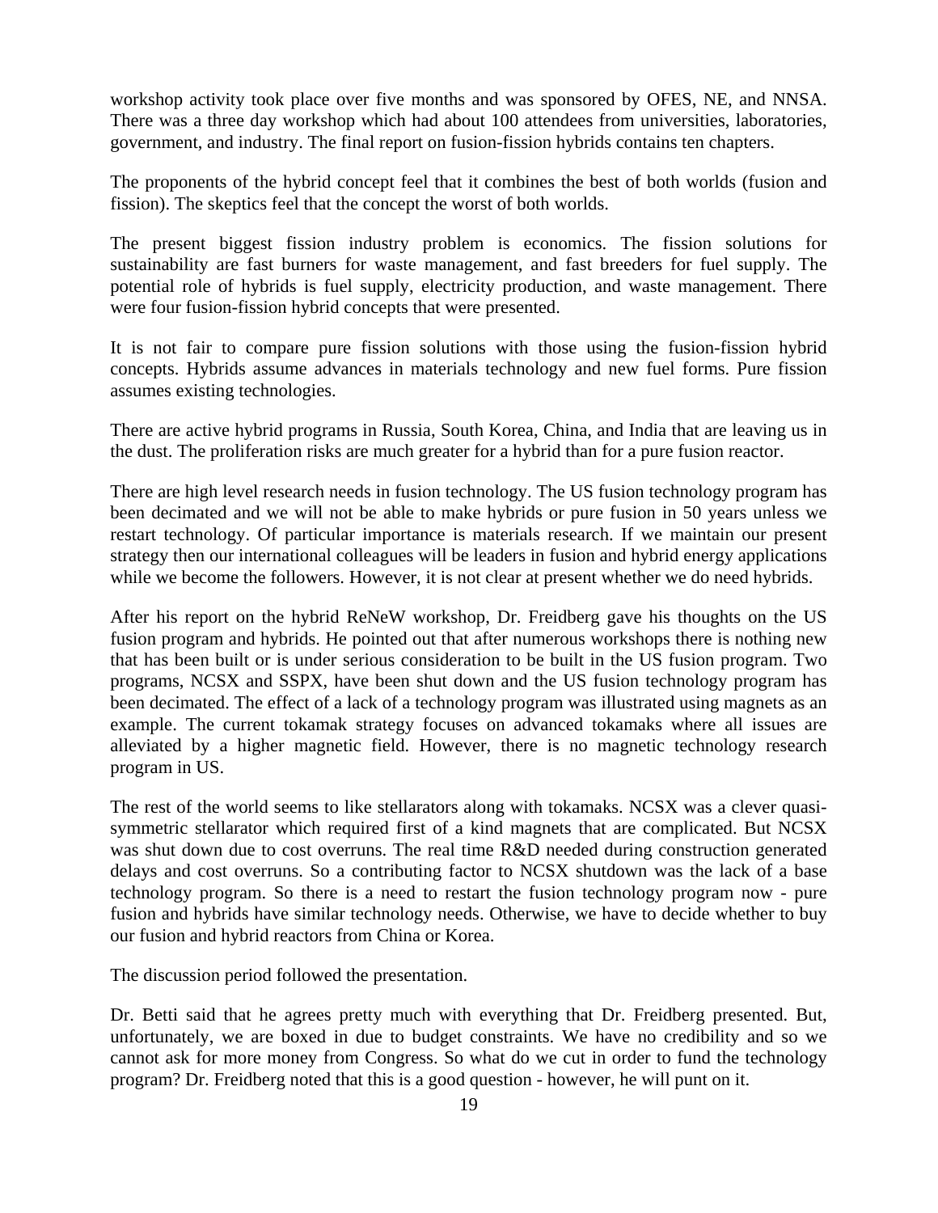workshop activity took place over five months and was sponsored by OFES, NE, and NNSA. There was a three day workshop which had about 100 attendees from universities, laboratories, government, and industry. The final report on fusion-fission hybrids contains ten chapters.

The proponents of the hybrid concept feel that it combines the best of both worlds (fusion and fission). The skeptics feel that the concept the worst of both worlds.

The present biggest fission industry problem is economics. The fission solutions for sustainability are fast burners for waste management, and fast breeders for fuel supply. The potential role of hybrids is fuel supply, electricity production, and waste management. There were four fusion-fission hybrid concepts that were presented.

It is not fair to compare pure fission solutions with those using the fusion-fission hybrid concepts. Hybrids assume advances in materials technology and new fuel forms. Pure fission assumes existing technologies.

There are active hybrid programs in Russia, South Korea, China, and India that are leaving us in the dust. The proliferation risks are much greater for a hybrid than for a pure fusion reactor.

There are high level research needs in fusion technology. The US fusion technology program has been decimated and we will not be able to make hybrids or pure fusion in 50 years unless we restart technology. Of particular importance is materials research. If we maintain our present strategy then our international colleagues will be leaders in fusion and hybrid energy applications while we become the followers. However, it is not clear at present whether we do need hybrids.

After his report on the hybrid ReNeW workshop, Dr. Freidberg gave his thoughts on the US fusion program and hybrids. He pointed out that after numerous workshops there is nothing new that has been built or is under serious consideration to be built in the US fusion program. Two programs, NCSX and SSPX, have been shut down and the US fusion technology program has been decimated. The effect of a lack of a technology program was illustrated using magnets as an example. The current tokamak strategy focuses on advanced tokamaks where all issues are alleviated by a higher magnetic field. However, there is no magnetic technology research program in US.

The rest of the world seems to like stellarators along with tokamaks. NCSX was a clever quasi-symmetric stellarator which required first of a kind magnets that are complicated. But NCSX was shut down due to cost overruns. The real time R&D needed during construction generated delays and cost overruns. So a contributing factor to NCSX shutdown was the lack of a base technology program. So there is a need to restart the fusion technology program now - pure fusion and hybrids have similar technology needs. Otherwise, we have to decide whether to buy our fusion and hybrid reactors from China or Korea.

The discussion period followed the presentation.

Dr. Betti said that he agrees pretty much with everything that Dr. Freidberg presented. But, unfortunately, we are boxed in due to budget constraints. We have no credibility and so we cannot ask for more money from Congress. So what do we cut in order to fund the technology program? Dr. Freidberg noted that this is a good question - however, he will punt on it.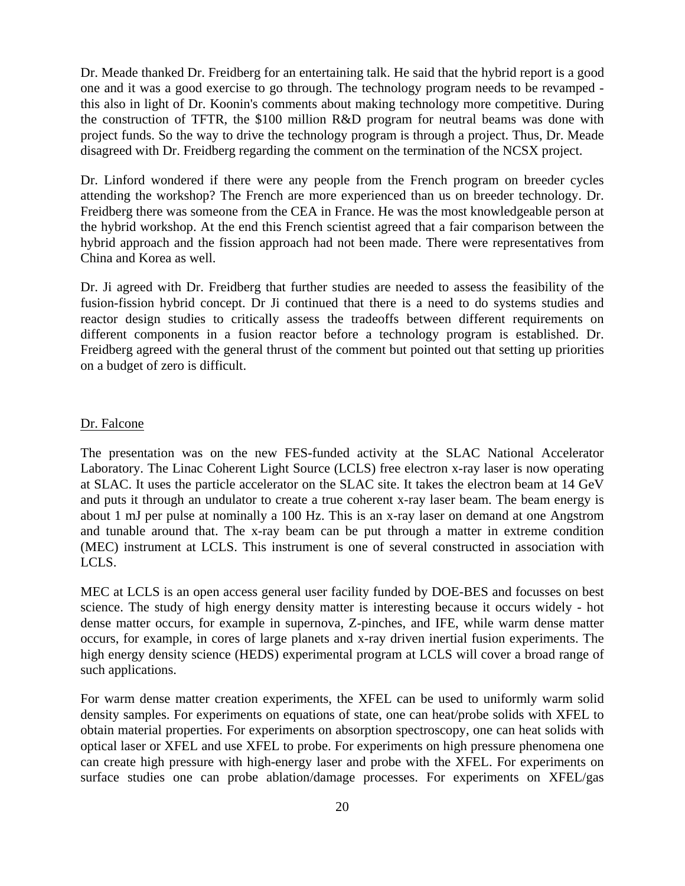Dr. Meade thanked Dr. Freidberg for an entertaining talk. He said that the hybrid report is a good one and it was a good exercise to go through. The technology program needs to be revamped - this also in light of Dr. Koonin's comments about making technology more competitive. During the construction of TFTR, the $100 million R&D program for neutral beams was done with project funds. So the way to drive the technology program is through a project. Thus, Dr. Meade disagreed with Dr. Freidberg regarding the comment on the termination of the NCSX project.

Dr. Linford wondered if there were any people from the French program on breeder cycles attending the workshop? The French are more experienced than us on breeder technology. Dr. Freidberg there was someone from the CEA in France. He was the most knowledgeable person at the hybrid workshop. At the end this French scientist agreed that a fair comparison between the hybrid approach and the fission approach had not been made. There were representatives from China and Korea as well.

Dr. Ji agreed with Dr. Freidberg that further studies are needed to assess the feasibility of the fusion-fission hybrid concept. Dr Ji continued that there is a need to do systems studies and reactor design studies to critically assess the tradeoffs between different requirements on different components in a fusion reactor before a technology program is established. Dr. Freidberg agreed with the general thrust of the comment but pointed out that setting up priorities on a budget of zero is difficult.

Dr. Falcone

The presentation was on the new FES-funded activity at the SLAC National Accelerator Laboratory. The Linac Coherent Light Source (LCLS) free electron x-ray laser is now operating at SLAC. It uses the particle accelerator on the SLAC site. It takes the electron beam at 14 GeV and puts it through an undulator to create a true coherent x-ray laser beam. The beam energy is about 1 mJ per pulse at nominally a 100 Hz. This is an x-ray laser on demand at one Angstrom and tunable around that. The x-ray beam can be put through a matter in extreme condition (MEC) instrument at LCLS. This instrument is one of several constructed in association with LCLS.

MEC at LCLS is an open access general user facility funded by DOE-BES and focusses on best science. The study of high energy density matter is interesting because it occurs widely - hot dense matter occurs, for example in supernova, Z-pinches, and IFE, while warm dense matter occurs, for example, in cores of large planets and x-ray driven inertial fusion experiments. The high energy density science (HEDS) experimental program at LCLS will cover a broad range of such applications.

For warm dense matter creation experiments, the XFEL can be used to uniformly warm solid density samples. For experiments on equations of state, one can heat/probe solids with XFEL to obtain material properties. For experiments on absorption spectroscopy, one can heat solids with optical laser or XFEL and use XFEL to probe. For experiments on high pressure phenomena one can create high pressure with high-energy laser and probe with the XFEL. For experiments on surface studies one can probe ablation/damage processes. For experiments on XFEL/gas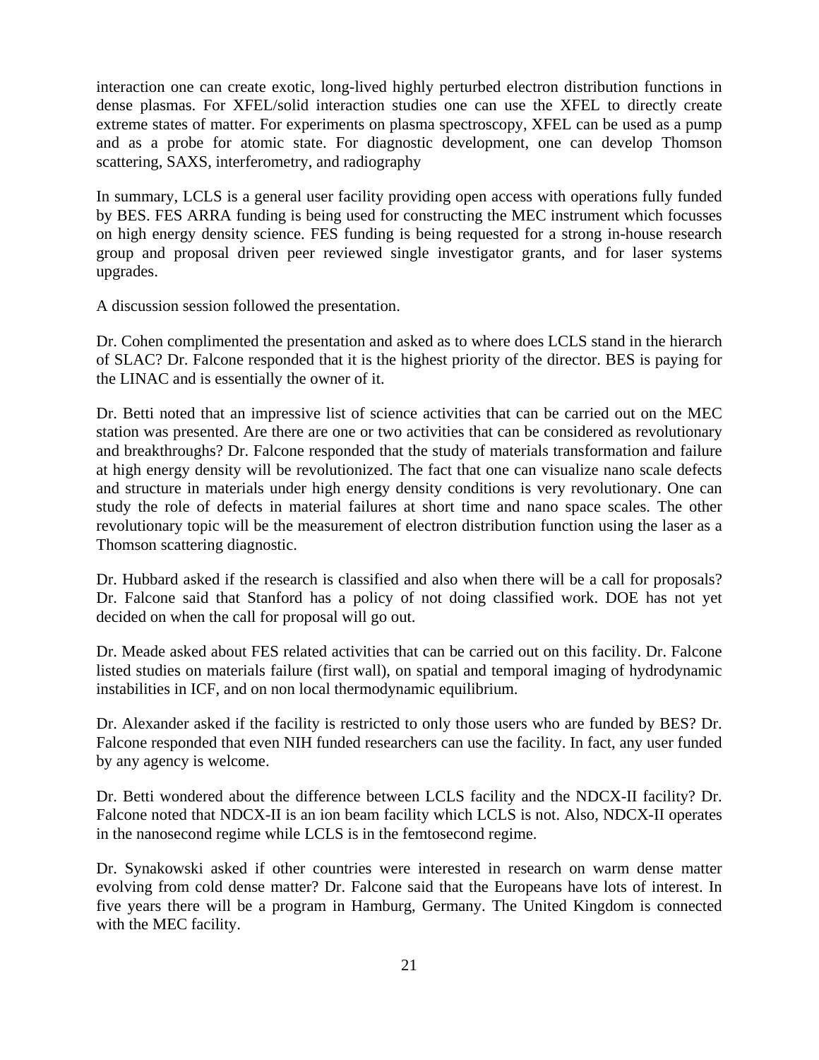interaction one can create exotic, long-lived highly perturbed electron distribution functions in dense plasmas. For XFEL/solid interaction studies one can use the XFEL to directly create extreme states of matter. For experiments on plasma spectroscopy, XFEL can be used as a pump and as a probe for atomic state. For diagnostic development, one can develop Thomson scattering, SAXS, interferometry, and radiography

In summary, LCLS is a general user facility providing open access with operations fully funded by BES. FES ARRA funding is being used for constructing the MEC instrument which focusses on high energy density science. FES funding is being requested for a strong in-house research group and proposal driven peer reviewed single investigator grants, and for laser systems upgrades.

A discussion session followed the presentation.

Dr. Cohen complimented the presentation and asked as to where does LCLS stand in the hierarch of SLAC? Dr. Falcone responded that it is the highest priority of the director. BES is paying for the LINAC and is essentially the owner of it.

Dr. Betti noted that an impressive list of science activities that can be carried out on the MEC station was presented. Are there are one or two activities that can be considered as revolutionary and breakthroughs? Dr. Falcone responded that the study of materials transformation and failure at high energy density will be revolutionized. The fact that one can visualize nano scale defects and structure in materials under high energy density conditions is very revolutionary. One can study the role of defects in material failures at short time and nano space scales. The other revolutionary topic will be the measurement of electron distribution function using the laser as a Thomson scattering diagnostic.

Dr. Hubbard asked if the research is classified and also when there will be a call for proposals? Dr. Falcone said that Stanford has a policy of not doing classified work. DOE has not yet decided on when the call for proposal will go out.

Dr. Meade asked about FES related activities that can be carried out on this facility. Dr. Falcone listed studies on materials failure (first wall), on spatial and temporal imaging of hydrodynamic instabilities in ICF, and on non local thermodynamic equilibrium.

Dr. Alexander asked if the facility is restricted to only those users who are funded by BES? Dr. Falcone responded that even NIH funded researchers can use the facility. In fact, any user funded by any agency is welcome.

Dr. Betti wondered about the difference between LCLS facility and the NDCX-II facility? Dr. Falcone noted that NDCX-II is an ion beam facility which LCLS is not. Also, NDCX-II operates in the nanosecond regime while LCLS is in the femtosecond regime.

Dr. Synakowski asked if other countries were interested in research on warm dense matter evolving from cold dense matter? Dr. Falcone said that the Europeans have lots of interest. In five years there will be a program in Hamburg, Germany. The United Kingdom is connected with the MEC facility.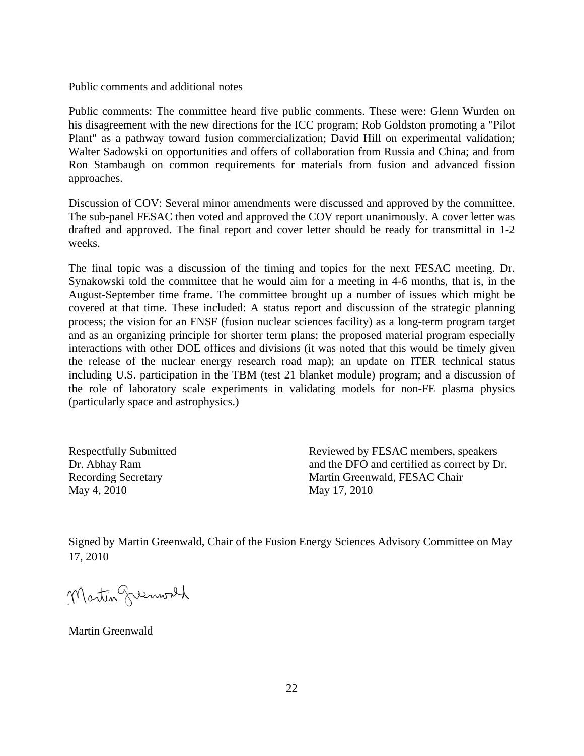Public comments and additional notes

Public comments: The committee heard five public comments. These were: Glenn Wurden on his disagreement with the new directions for the ICC program; Rob Goldston promoting a "Pilot Plant" as a pathway toward fusion commercialization; David Hill on experimental validation; Walter Sadowski on opportunities and offers of collaboration from Russia and China; and from Ron Stambaugh on common requirements for materials from fusion and advanced fission approaches.

Discussion of COV: Several minor amendments were discussed and approved by the committee. The sub-panel FESAC then voted and approved the COV report unanimously. A cover letter was drafted and approved. The final report and cover letter should be ready for transmittal in 1-2 weeks.

The final topic was a discussion of the timing and topics for the next FESAC meeting. Dr. Synakowski told the committee that he would aim for a meeting in 4-6 months, that is, in the August-September time frame. The committee brought up a number of issues which might be covered at that time. These included: A status report and discussion of the strategic planning process; the vision for an FNSF (fusion nuclear sciences facility) as a long-term program target and as an organizing principle for shorter term plans; the proposed material program especially interactions with other DOE offices and divisions (it was noted that this would be timely given the release of the nuclear energy research road map); an update on ITER technical status including U.S. participation in the TBM (test 21 blanket module) program; and a discussion of the role of laboratory scale experiments in validating models for non-FE plasma physics (particularly space and astrophysics.)

Respectfully Submitted
Dr. Abhay Ram
Recording Secretary
May 4, 2010

Reviewed by FESAC members, speakers and the DFO and certified as correct by Dr. Martin Greenwald, FESAC Chair
May 17, 2010

Signed by Martin Greenwald, Chair of the Fusion Energy Sciences Advisory Committee on May 17, 2010

Martin Greenwald

Martin Greenwald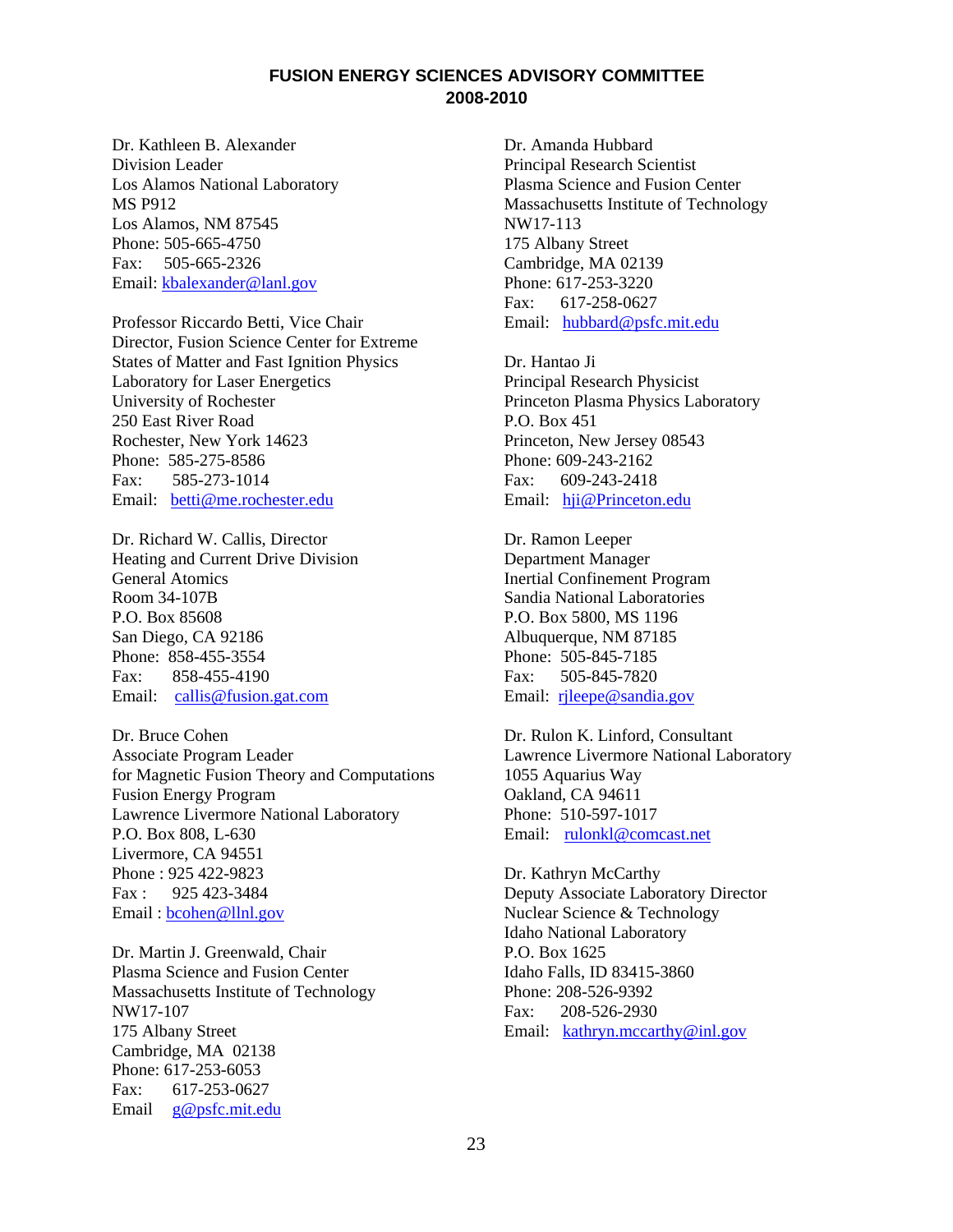**FUSION ENERGY SCIENCES ADVISORY COMMITTEE**
**2008-2010**

Dr. Kathleen B. Alexander
Division Leader
Los Alamos National Laboratory
MS P912
Los Alamos, NM 87545
Phone: 505-665-4750
Fax: 505-665-2326
Email: kbalexander@lanl.gov

Professor Riccardo Betti, Vice Chair
Director, Fusion Science Center for Extreme States of Matter and Fast Ignition Physics
Laboratory for Laser Energetics
University of Rochester
250 East River Road
Rochester, New York 14623
Phone: 585-275-8586
Fax: 585-273-1014
Email: betti@me.rochester.edu

Dr. Richard W. Callis, Director
Heating and Current Drive Division
General Atomics
Room 34-107B
P.O. Box 85608
San Diego, CA 92186
Phone: 858-455-3554
Fax: 858-455-4190
Email: callis@fusion.gat.com

Dr. Bruce Cohen
Associate Program Leader
for Magnetic Fusion Theory and Computations
Fusion Energy Program
Lawrence Livermore National Laboratory
P.O. Box 808, L-630
Livermore, CA 94551
Phone : 925 422-9823
Fax : 925 423-3484
Email : bcohen@llnl.gov

Dr. Martin J. Greenwald, Chair
Plasma Science and Fusion Center
Massachusetts Institute of Technology
NW17-107
175 Albany Street
Cambridge, MA 02138
Phone: 617-253-6053
Fax: 617-253-0627
Email g@psfc.mit.edu

Dr. Amanda Hubbard
Principal Research Scientist
Plasma Science and Fusion Center
Massachusetts Institute of Technology
NW17-113
175 Albany Street
Cambridge, MA 02139
Phone: 617-253-3220
Fax: 617-258-0627
Email: hubbard@psfc.mit.edu

Dr. Hantao Ji
Principal Research Physicist
Princeton Plasma Physics Laboratory
P.O. Box 451
Princeton, New Jersey 08543
Phone: 609-243-2162
Fax: 609-243-2418
Email: hji@Princeton.edu

Dr. Ramon Leeper
Department Manager
Inertial Confinement Program
Sandia National Laboratories
P.O. Box 5800, MS 1196
Albuquerque, NM 87185
Phone: 505-845-7185
Fax: 505-845-7820
Email: rjleepe@sandia.gov

Dr. Rulon K. Linford, Consultant
Lawrence Livermore National Laboratory
1055 Aquarius Way
Oakland, CA 94611
Phone: 510-597-1017
Email: rulonkl@comcast.net

Dr. Kathryn McCarthy
Deputy Associate Laboratory Director
Nuclear Science & Technology
Idaho National Laboratory
P.O. Box 1625
Idaho Falls, ID 83415-3860
Phone: 208-526-9392
Fax: 208-526-2930
Email: kathryn.mccarthy@inl.gov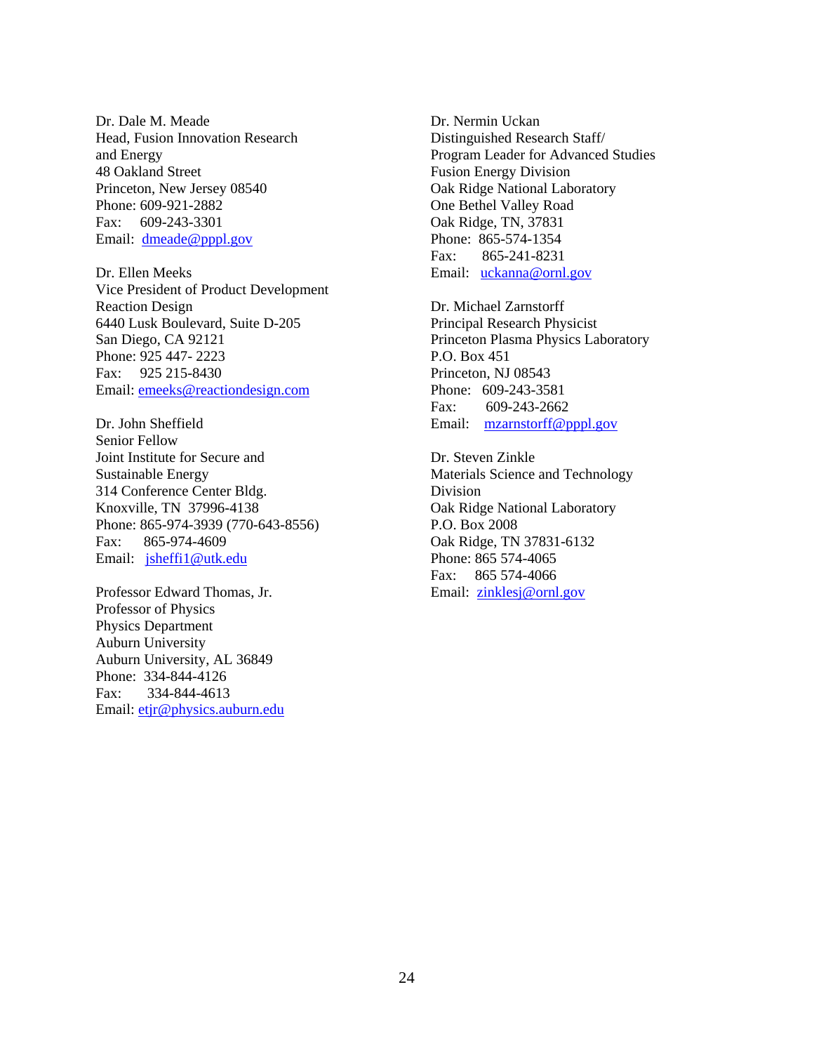Dr. Dale M. Meade
Head, Fusion Innovation Research and Energy
48 Oakland Street
Princeton, New Jersey 08540
Phone: 609-921-2882
Fax: 609-243-3301
Email: dmeade@pppl.gov

Dr. Ellen Meeks
Vice President of Product Development
Reaction Design
6440 Lusk Boulevard, Suite D-205
San Diego, CA 92121
Phone: 925 447- 2223
Fax: 925 215-8430
Email: emeeks@reactiondesign.com

Dr. John Sheffield
Senior Fellow
Joint Institute for Secure and Sustainable Energy
314 Conference Center Bldg.
Knoxville, TN 37996-4138
Phone: 865-974-3939 (770-643-8556)
Fax: 865-974-4609
Email: jsheffi1@utk.edu

Professor Edward Thomas, Jr.
Professor of Physics
Physics Department
Auburn University
Auburn University, AL 36849
Phone: 334-844-4126
Fax: 334-844-4613
Email: etjr@physics.auburn.edu

Dr. Nermin Uckan
Distinguished Research Staff/
Program Leader for Advanced Studies
Fusion Energy Division
Oak Ridge National Laboratory
One Bethel Valley Road
Oak Ridge, TN, 37831
Phone: 865-574-1354
Fax: 865-241-8231
Email: uckanna@ornl.gov

Dr. Michael Zarnstorff
Principal Research Physicist
Princeton Plasma Physics Laboratory
P.O. Box 451
Princeton, NJ 08543
Phone: 609-243-3581
Fax: 609-243-2662
Email: mzarnstorff@pppl.gov

Dr. Steven Zinkle
Materials Science and Technology Division
Oak Ridge National Laboratory
P.O. Box 2008
Oak Ridge, TN 37831-6132
Phone: 865 574-4065
Fax: 865 574-4066
Email: zinklesj@ornl.gov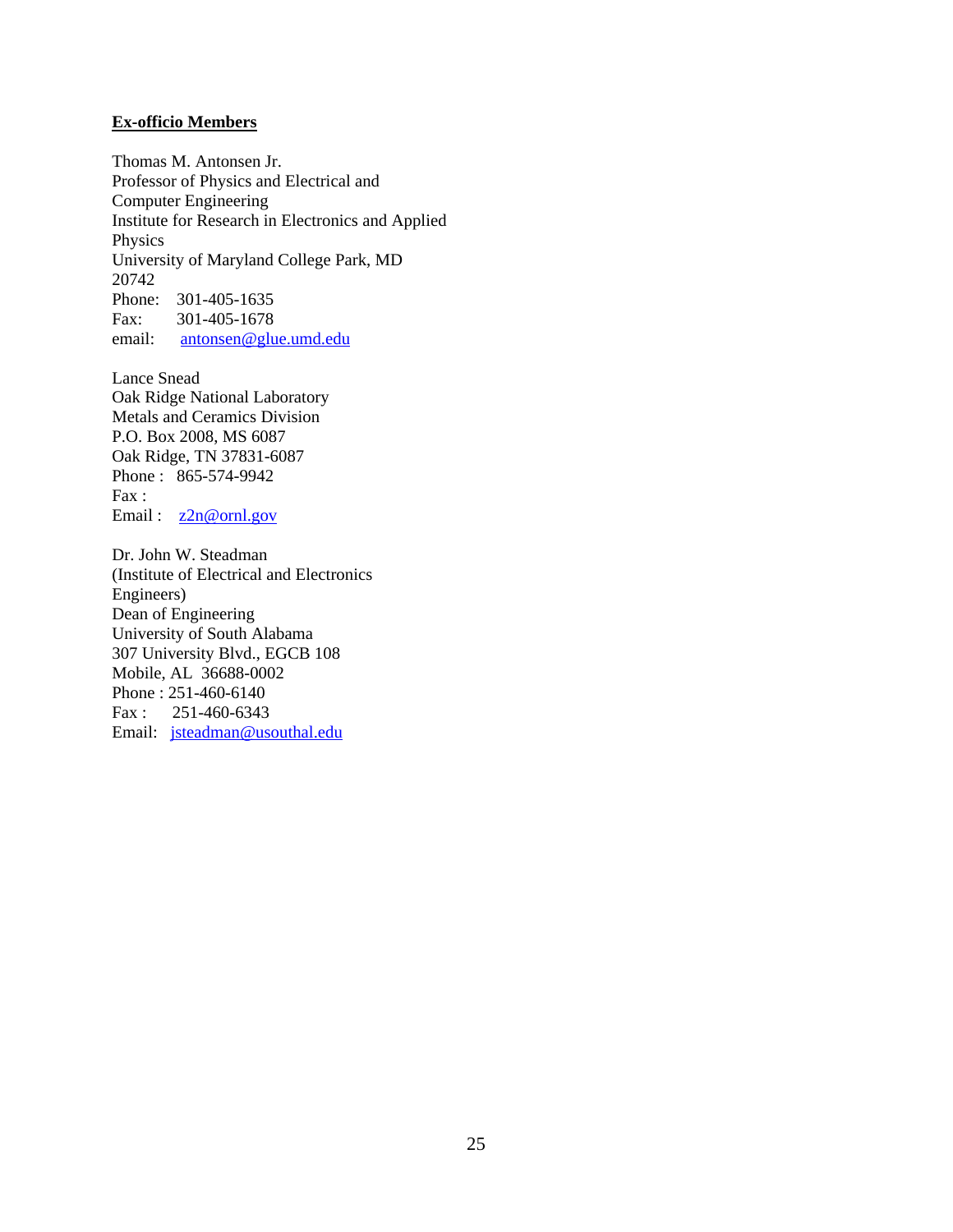**Ex-officio Members**

Thomas M. Antonsen Jr.  
Professor of Physics and Electrical and Computer Engineering  
Institute for Research in Electronics and Applied Physics  
University of Maryland College Park, MD 20742  
Phone: 301-405-1635  
Fax: 301-405-1678  
email: antonsen@glue.umd.edu

Lance Snead  
Oak Ridge National Laboratory  
Metals and Ceramics Division  
P.O. Box 2008, MS 6087  
Oak Ridge, TN 37831-6087  
Phone : 865-574-9942  
Fax :  
Email : z2n@ornl.gov

Dr. John W. Steadman  
(Institute of Electrical and Electronics Engineers)  
Dean of Engineering  
University of South Alabama  
307 University Blvd., EGCB 108  
Mobile, AL 36688-0002  
Phone : 251-460-6140  
Fax : 251-460-6343  
Email: jsteadman@usouthal.edu